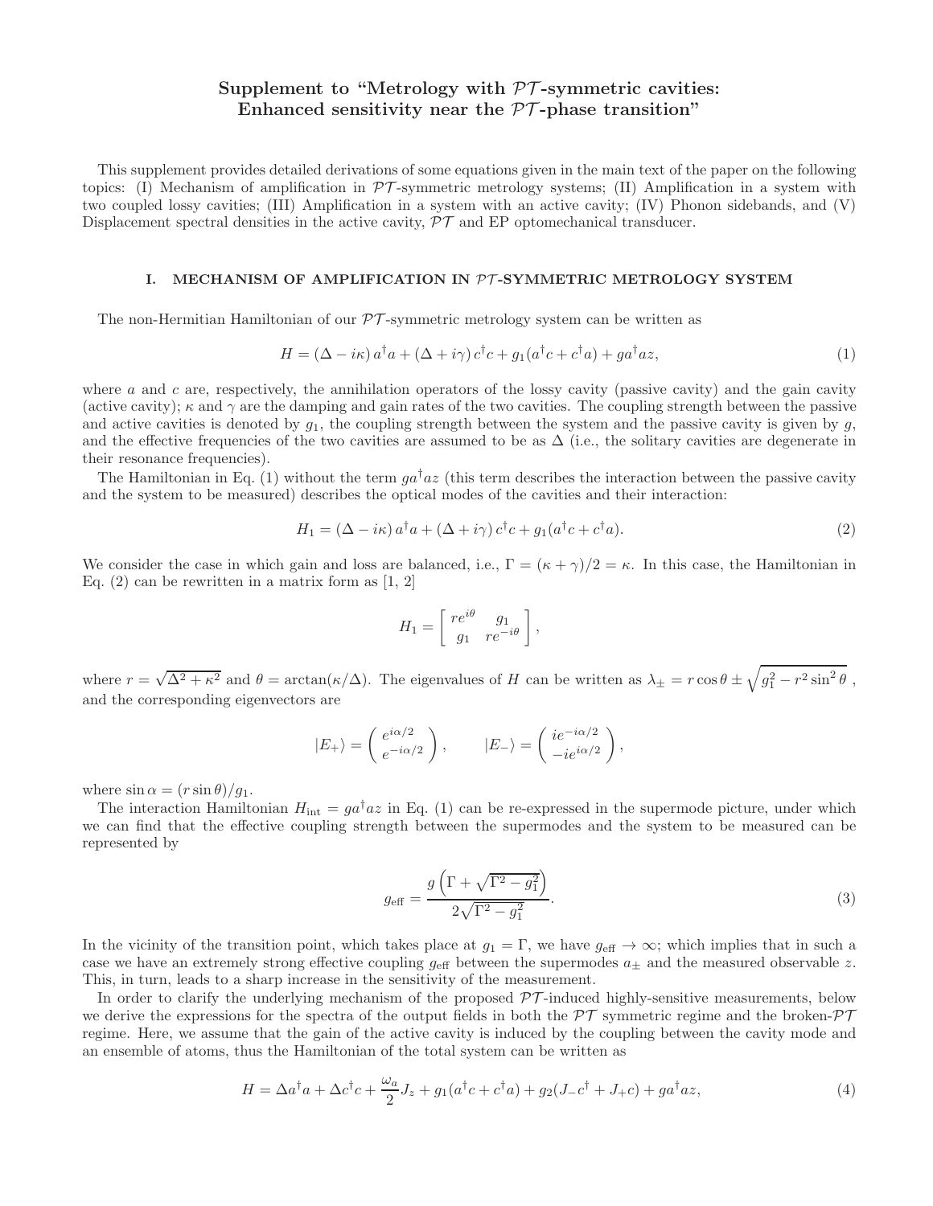# Supplement to "Metrology with $\mathcal{PT}$-symmetric cavities: Enhanced sensitivity near the $\mathcal{PT}$-phase transition"

This supplement provides detailed derivations of some equations given in the main text of the paper on the following topics: (I) Mechanism of amplification in $\mathcal{PT}$-symmetric metrology systems; (II) Amplification in a system with two coupled lossy cavities; (III) Amplification in a system with an active cavity; (IV) Phonon sidebands, and (V) Displacement spectral densities in the active cavity, $\mathcal{PT}$ and EP optomechanical transducer.

## I. MECHANISM OF AMPLIFICATION IN $\mathcal{PT}$-SYMMETRIC METROLOGY SYSTEM

The non-Hermitian Hamiltonian of our $\mathcal{PT}$-symmetric metrology system can be written as

$$H = (\Delta - i\kappa)\, a^\dagger a + (\Delta + i\gamma)\, c^\dagger c + g_1(a^\dagger c + c^\dagger a) + g a^\dagger a z, \tag{1}$$

where $a$ and $c$ are, respectively, the annihilation operators of the lossy cavity (passive cavity) and the gain cavity (active cavity); $\kappa$ and $\gamma$ are the damping and gain rates of the two cavities. The coupling strength between the passive and active cavities is denoted by $g_1$, the coupling strength between the system and the passive cavity is given by $g$, and the effective frequencies of the two cavities are assumed to be as $\Delta$ (i.e., the solitary cavities are degenerate in their resonance frequencies).

The Hamiltonian in Eq. (1) without the term $g a^\dagger a z$ (this term describes the interaction between the passive cavity and the system to be measured) describes the optical modes of the cavities and their interaction:

$$H_1 = (\Delta - i\kappa)\, a^\dagger a + (\Delta + i\gamma)\, c^\dagger c + g_1(a^\dagger c + c^\dagger a). \tag{2}$$

We consider the case in which gain and loss are balanced, i.e., $\Gamma = (\kappa+\gamma)/2 = \kappa$. In this case, the Hamiltonian in Eq. (2) can be rewritten in a matrix form as [1, 2]

$$H_1 = \begin{bmatrix} re^{i\theta} & g_1 \\ g_1 & re^{-i\theta} \end{bmatrix},$$

where $r = \sqrt{\Delta^2 + \kappa^2}$ and $\theta = \arctan(\kappa/\Delta)$. The eigenvalues of $H$ can be written as $\lambda_\pm = r\cos\theta \pm \sqrt{g_1^2 - r^2 \sin^2\theta}$ , and the corresponding eigenvectors are

$$|E_+\rangle = \begin{pmatrix} e^{i\alpha/2} \\ e^{-i\alpha/2} \end{pmatrix}, \qquad |E_-\rangle = \begin{pmatrix} ie^{-i\alpha/2} \\ -ie^{i\alpha/2} \end{pmatrix},$$

where $\sin\alpha = (r\sin\theta)/g_1$.

The interaction Hamiltonian $H_{\text{int}} = g a^\dagger a z$ in Eq. (1) can be re-expressed in the supermode picture, under which we can find that the effective coupling strength between the supermodes and the system to be measured can be represented by

$$g_{\text{eff}} = \frac{g\left(\Gamma + \sqrt{\Gamma^2 - g_1^2}\right)}{2\sqrt{\Gamma^2 - g_1^2}}. \tag{3}$$

In the vicinity of the transition point, which takes place at $g_1 = \Gamma$, we have $g_{\text{eff}} \to \infty$; which implies that in such a case we have an extremely strong effective coupling $g_{\text{eff}}$ between the supermodes $a_\pm$ and the measured observable $z$. This, in turn, leads to a sharp increase in the sensitivity of the measurement.

In order to clarify the underlying mechanism of the proposed $\mathcal{PT}$-induced highly-sensitive measurements, below we derive the expressions for the spectra of the output fields in both the $\mathcal{PT}$ symmetric regime and the broken-$\mathcal{PT}$ regime. Here, we assume that the gain of the active cavity is induced by the coupling between the cavity mode and an ensemble of atoms, thus the Hamiltonian of the total system can be written as

$$H = \Delta a^\dagger a + \Delta c^\dagger c + \frac{\omega_a}{2} J_z + g_1(a^\dagger c + c^\dagger a) + g_2(J_- c^\dagger + J_+ c) + g a^\dagger a z, \tag{4}$$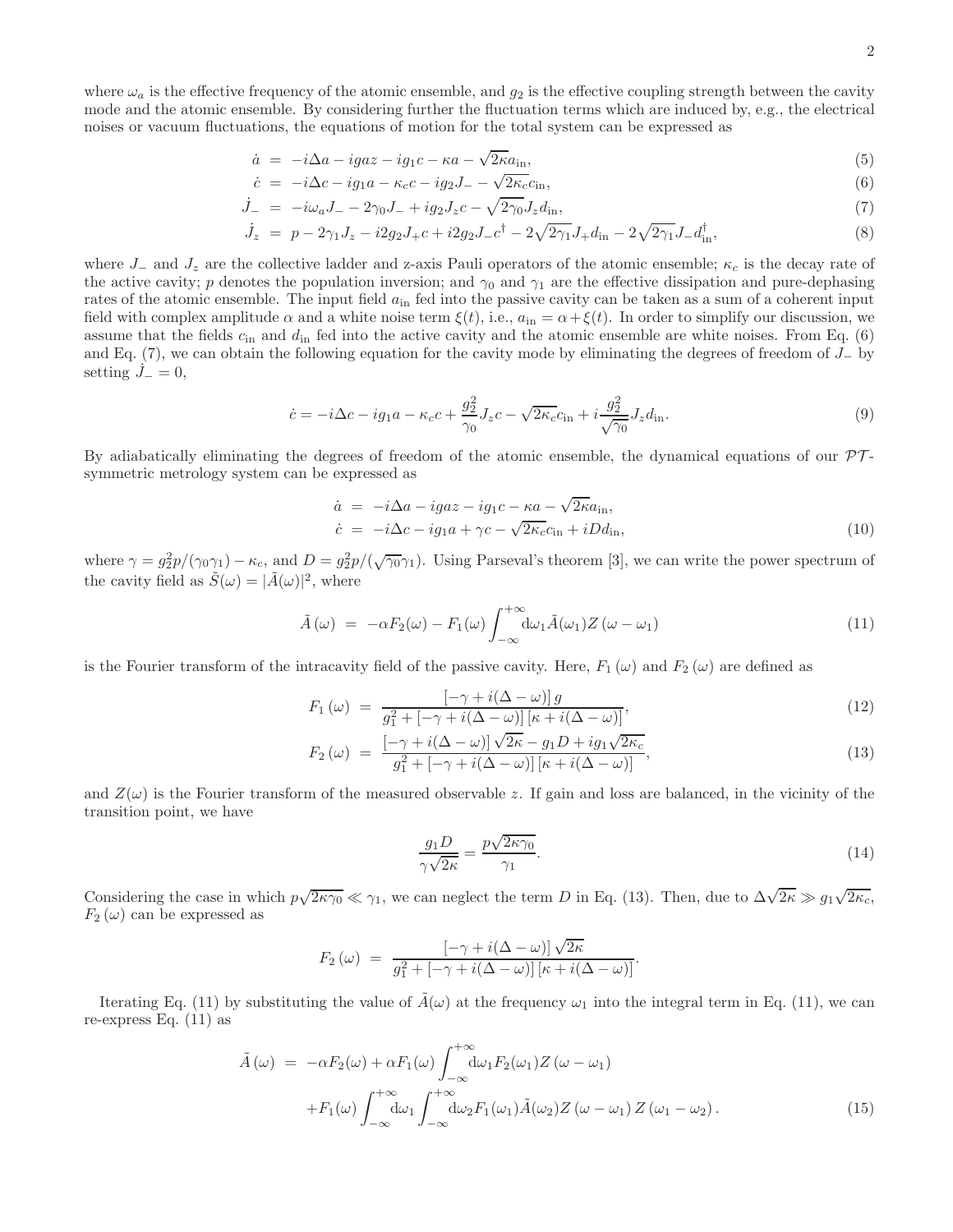where $\omega_a$ is the effective frequency of the atomic ensemble, and $g_2$ is the effective coupling strength between the cavity mode and the atomic ensemble. By considering further the fluctuation terms which are induced by, e.g., the electrical noises or vacuum fluctuations, the equations of motion for the total system can be expressed as

$$
\begin{aligned}
\dot{a} &= -i\Delta a - igaz - ig_1 c - \kappa a - \sqrt{2\kappa} a_{\mathrm{in}}, && (5)\\
\dot{c} &= -i\Delta c - ig_1 a - \kappa_c c - ig_2 J_- - \sqrt{2\kappa_c} c_{\mathrm{in}}, && (6)\\
\dot{J}_- &= -i\omega_a J_- - 2\gamma_0 J_- + ig_2 J_z c - \sqrt{2\gamma_0} J_z d_{\mathrm{in}}, && (7)\\
\dot{J}_z &= p - 2\gamma_1 J_z - i2g_2 J_+ c + i2g_2 J_- c^\dagger - 2\sqrt{2\gamma_1} J_+ d_{\mathrm{in}} - 2\sqrt{2\gamma_1} J_- d_{\mathrm{in}}^\dagger, && (8)
\end{aligned}
$$

where $J_-$ and $J_z$ are the collective ladder and z-axis Pauli operators of the atomic ensemble; $\kappa_c$ is the decay rate of the active cavity; $p$ denotes the population inversion; and $\gamma_0$ and $\gamma_1$ are the effective dissipation and pure-dephasing rates of the atomic ensemble. The input field $a_{\mathrm{in}}$ fed into the passive cavity can be taken as a sum of a coherent input field with complex amplitude $\alpha$ and a white noise term $\xi(t)$, i.e., $a_{\mathrm{in}} = \alpha + \xi(t)$. In order to simplify our discussion, we assume that the fields $c_{\mathrm{in}}$ and $d_{\mathrm{in}}$ fed into the active cavity and the atomic ensemble are white noises. From Eq. (6) and Eq. (7), we can obtain the following equation for the cavity mode by eliminating the degrees of freedom of $J_-$ by setting $\dot{J}_- = 0$,

$$
\dot{c} = -i\Delta c - ig_1 a - \kappa_c c + \frac{g_2^2}{\gamma_0} J_z c - \sqrt{2\kappa_c} c_{\mathrm{in}} + i\frac{g_2^2}{\sqrt{\gamma_0}} J_z d_{\mathrm{in}}. \tag{9}
$$

By adiabatically eliminating the degrees of freedom of the atomic ensemble, the dynamical equations of our $\mathcal{PT}$-symmetric metrology system can be expressed as

$$
\begin{aligned}
\dot{a} &= -i\Delta a - igaz - ig_1 c - \kappa a - \sqrt{2\kappa} a_{\mathrm{in}},\\
\dot{c} &= -i\Delta c - ig_1 a + \gamma c - \sqrt{2\kappa_c} c_{\mathrm{in}} + iD d_{\mathrm{in}},
\end{aligned} \tag{10}
$$

where $\gamma = g_2^2 p/(\gamma_0 \gamma_1) - \kappa_c$, and $D = g_2^2 p/(\sqrt{\gamma_0}\gamma_1)$. Using Parseval's theorem [3], we can write the power spectrum of the cavity field as $\tilde{S}(\omega) = |\tilde{A}(\omega)|^2$, where

$$
\tilde{A}(\omega) = -\alpha F_2(\omega) - F_1(\omega) \int_{-\infty}^{+\infty} \mathrm{d}\omega_1 \tilde{A}(\omega_1) Z(\omega - \omega_1) \tag{11}
$$

is the Fourier transform of the intracavity field of the passive cavity. Here, $F_1(\omega)$ and $F_2(\omega)$ are defined as

$$
\begin{aligned}
F_1(\omega) &= \frac{[-\gamma + i(\Delta - \omega)]\, g}{g_1^2 + [-\gamma + i(\Delta - \omega)][\kappa + i(\Delta - \omega)]}, && (12)\\
F_2(\omega) &= \frac{[-\gamma + i(\Delta - \omega)]\sqrt{2\kappa} - g_1 D + ig_1\sqrt{2\kappa_c}}{g_1^2 + [-\gamma + i(\Delta - \omega)][\kappa + i(\Delta - \omega)]}, && (13)
\end{aligned}
$$

and $Z(\omega)$ is the Fourier transform of the measured observable $z$. If gain and loss are balanced, in the vicinity of the transition point, we have

$$
\frac{g_1 D}{\gamma\sqrt{2\kappa}} = \frac{p\sqrt{2\kappa\gamma_0}}{\gamma_1}. \tag{14}
$$

Considering the case in which $p\sqrt{2\kappa\gamma_0} \ll \gamma_1$, we can neglect the term $D$ in Eq. (13). Then, due to $\Delta\sqrt{2\kappa} \gg g_1\sqrt{2\kappa_c}$, $F_2(\omega)$ can be expressed as

$$
F_2(\omega) = \frac{[-\gamma + i(\Delta - \omega)]\sqrt{2\kappa}}{g_1^2 + [-\gamma + i(\Delta - \omega)][\kappa + i(\Delta - \omega)]}.
$$

Iterating Eq. (11) by substituting the value of $\tilde{A}(\omega)$ at the frequency $\omega_1$ into the integral term in Eq. (11), we can re-express Eq. (11) as

$$
\begin{aligned}
\tilde{A}(\omega) &= -\alpha F_2(\omega) + \alpha F_1(\omega) \int_{-\infty}^{+\infty} \mathrm{d}\omega_1 F_2(\omega_1) Z(\omega - \omega_1)\\
&\quad + F_1(\omega) \int_{-\infty}^{+\infty} \mathrm{d}\omega_1 \int_{-\infty}^{+\infty} \mathrm{d}\omega_2 F_1(\omega_1) \tilde{A}(\omega_2) Z(\omega - \omega_1) Z(\omega_1 - \omega_2).
\end{aligned} \tag{15}
$$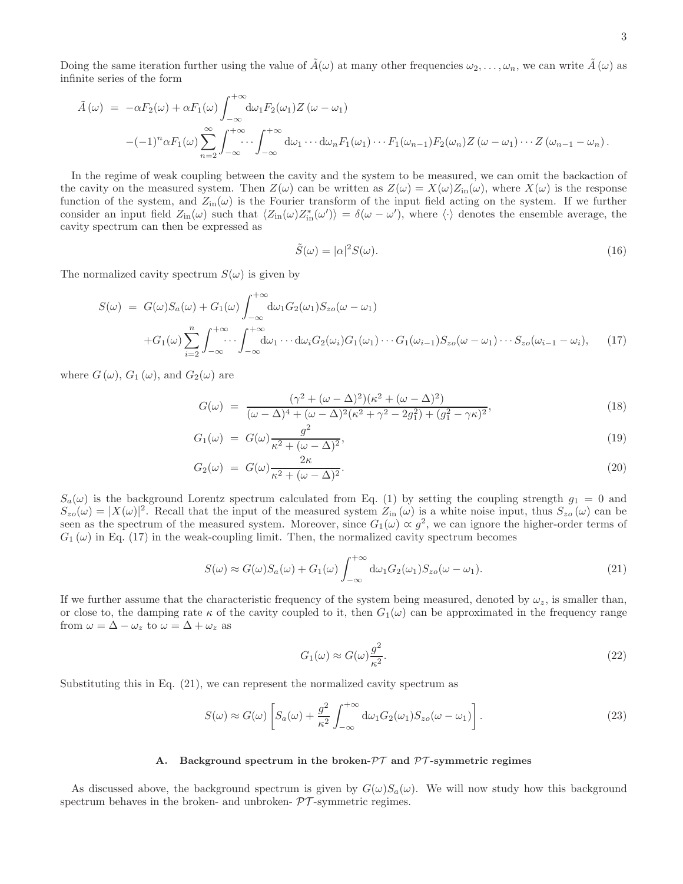Doing the same iteration further using the value of $\tilde{A}(\omega)$ at many other frequencies $\omega_2, \ldots, \omega_n$, we can write $\tilde{A}(\omega)$ as infinite series of the form

$$
\begin{aligned}
\tilde{A}(\omega) &= -\alpha F_2(\omega) + \alpha F_1(\omega) \int_{-\infty}^{+\infty} \mathrm{d}\omega_1 F_2(\omega_1) Z(\omega - \omega_1) \\
&\quad -(-1)^n \alpha F_1(\omega) \sum_{n=2}^{\infty} \int_{-\infty}^{+\infty} \cdots \int_{-\infty}^{+\infty} \mathrm{d}\omega_1 \cdots \mathrm{d}\omega_n F_1(\omega_1) \cdots F_1(\omega_{n-1}) F_2(\omega_n) Z(\omega - \omega_1) \cdots Z(\omega_{n-1} - \omega_n).
\end{aligned}
$$

In the regime of weak coupling between the cavity and the system to be measured, we can omit the backaction of the cavity on the measured system. Then $Z(\omega)$ can be written as $Z(\omega) = X(\omega) Z_{\rm in}(\omega)$, where $X(\omega)$ is the response function of the system, and $Z_{\rm in}(\omega)$ is the Fourier transform of the input field acting on the system. If we further consider an input field $Z_{\rm in}(\omega)$ such that $\langle Z_{\rm in}(\omega) Z_{\rm in}^*(\omega') \rangle = \delta(\omega - \omega')$, where $\langle \cdot \rangle$ denotes the ensemble average, the cavity spectrum can then be expressed as

$$
\tilde{S}(\omega) = |\alpha|^2 S(\omega). \tag{16}
$$

The normalized cavity spectrum $S(\omega)$ is given by

$$
\begin{aligned}
S(\omega) &= G(\omega) S_a(\omega) + G_1(\omega) \int_{-\infty}^{+\infty} \mathrm{d}\omega_1 G_2(\omega_1) S_{zo}(\omega - \omega_1) \\
&\quad + G_1(\omega) \sum_{i=2}^{n} \int_{-\infty}^{+\infty} \cdots \int_{-\infty}^{+\infty} \mathrm{d}\omega_1 \cdots \mathrm{d}\omega_i G_2(\omega_i) G_1(\omega_1) \cdots G_1(\omega_{i-1}) S_{zo}(\omega - \omega_1) \cdots S_{zo}(\omega_{i-1} - \omega_i),
\end{aligned} \tag{17}
$$

where $G(\omega)$, $G_1(\omega)$, and $G_2(\omega)$ are

$$
G(\omega) = \frac{(\gamma^2 + (\omega - \Delta)^2)(\kappa^2 + (\omega - \Delta)^2)}{(\omega - \Delta)^4 + (\omega - \Delta)^2(\kappa^2 + \gamma^2 - 2g_1^2) + (g_1^2 - \gamma\kappa)^2}, \tag{18}
$$

$$
G_1(\omega) = G(\omega) \frac{g^2}{\kappa^2 + (\omega - \Delta)^2}, \tag{19}
$$

$$
G_2(\omega) = G(\omega) \frac{2\kappa}{\kappa^2 + (\omega - \Delta)^2}. \tag{20}
$$

$S_a(\omega)$ is the background Lorentz spectrum calculated from Eq. (1) by setting the coupling strength $g_1 = 0$ and $S_{zo}(\omega) = |X(\omega)|^2$. Recall that the input of the measured system $Z_{\rm in}(\omega)$ is a white noise input, thus $S_{zo}(\omega)$ can be seen as the spectrum of the measured system. Moreover, since $G_1(\omega) \propto g^2$, we can ignore the higher-order terms of $G_1(\omega)$ in Eq. (17) in the weak-coupling limit. Then, the normalized cavity spectrum becomes

$$
S(\omega) \approx G(\omega) S_a(\omega) + G_1(\omega) \int_{-\infty}^{+\infty} \mathrm{d}\omega_1 G_2(\omega_1) S_{zo}(\omega - \omega_1). \tag{21}
$$

If we further assume that the characteristic frequency of the system being measured, denoted by $\omega_z$, is smaller than, or close to, the damping rate $\kappa$ of the cavity coupled to it, then $G_1(\omega)$ can be approximated in the frequency range from $\omega = \Delta - \omega_z$ to $\omega = \Delta + \omega_z$ as

$$
G_1(\omega) \approx G(\omega) \frac{g^2}{\kappa^2}. \tag{22}
$$

Substituting this in Eq. (21), we can represent the normalized cavity spectrum as

$$
S(\omega) \approx G(\omega) \left[ S_a(\omega) + \frac{g^2}{\kappa^2} \int_{-\infty}^{+\infty} \mathrm{d}\omega_1 G_2(\omega_1) S_{zo}(\omega - \omega_1) \right]. \tag{23}
$$

### A. Background spectrum in the broken-$\mathcal{PT}$ and $\mathcal{PT}$-symmetric regimes

As discussed above, the background spectrum is given by $G(\omega) S_a(\omega)$. We will now study how this background spectrum behaves in the broken- and unbroken- $\mathcal{PT}$-symmetric regimes.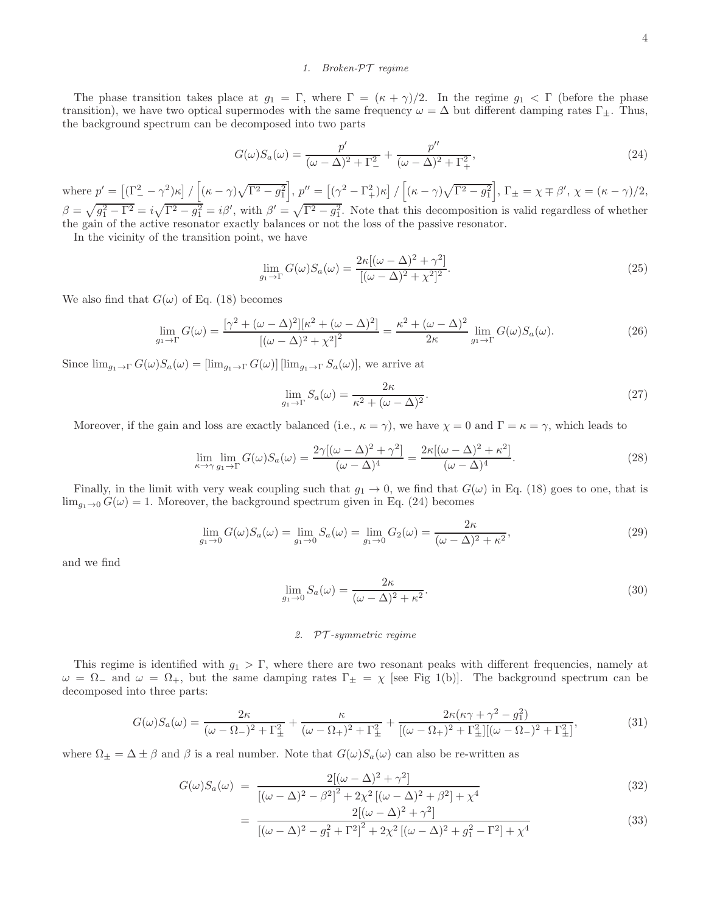### 1. Broken-$\mathcal{PT}$ regime

The phase transition takes place at $g_1 = \Gamma$, where $\Gamma = (\kappa+\gamma)/2$. In the regime $g_1 < \Gamma$ (before the phase transition), we have two optical supermodes with the same frequency $\omega = \Delta$ but different damping rates $\Gamma_\pm$. Thus, the background spectrum can be decomposed into two parts

$$G(\omega)S_a(\omega) = \frac{p'}{(\omega-\Delta)^2+\Gamma_-^2} + \frac{p''}{(\omega-\Delta)^2+\Gamma_+^2}, \tag{24}$$

where $p' = \left[(\Gamma_-^2-\gamma^2)\kappa\right] / \left[(\kappa-\gamma)\sqrt{\Gamma^2-g_1^2}\right]$, $p'' = \left[(\gamma^2-\Gamma_+^2)\kappa\right] / \left[(\kappa-\gamma)\sqrt{\Gamma^2-g_1^2}\right]$, $\Gamma_\pm = \chi \mp \beta'$, $\chi = (\kappa-\gamma)/2$, $\beta = \sqrt{g_1^2-\Gamma^2} = i\sqrt{\Gamma^2-g_1^2} = i\beta'$, with $\beta' = \sqrt{\Gamma^2-g_1^2}$. Note that this decomposition is valid regardless of whether the gain of the active resonator exactly balances or not the loss of the passive resonator.

In the vicinity of the transition point, we have

$$\lim_{g_1\to\Gamma} G(\omega)S_a(\omega) = \frac{2\kappa[(\omega-\Delta)^2+\gamma^2]}{[(\omega-\Delta)^2+\chi^2]^2}. \tag{25}$$

We also find that $G(\omega)$ of Eq. (18) becomes

$$\lim_{g_1\to\Gamma} G(\omega) = \frac{[\gamma^2+(\omega-\Delta)^2][\kappa^2+(\omega-\Delta)^2]}{[(\omega-\Delta)^2+\chi^2]^2} = \frac{\kappa^2+(\omega-\Delta)^2}{2\kappa}\lim_{g_1\to\Gamma} G(\omega)S_a(\omega). \tag{26}$$

Since $\lim_{g_1\to\Gamma} G(\omega)S_a(\omega) = [\lim_{g_1\to\Gamma} G(\omega)]\,[\lim_{g_1\to\Gamma} S_a(\omega)]$, we arrive at

$$\lim_{g_1\to\Gamma} S_a(\omega) = \frac{2\kappa}{\kappa^2+(\omega-\Delta)^2}. \tag{27}$$

Moreover, if the gain and loss are exactly balanced (i.e., $\kappa=\gamma$), we have $\chi = 0$ and $\Gamma = \kappa = \gamma$, which leads to

$$\lim_{\kappa\to\gamma}\lim_{g_1\to\Gamma} G(\omega)S_a(\omega) = \frac{2\gamma[(\omega-\Delta)^2+\gamma^2]}{(\omega-\Delta)^4} = \frac{2\kappa[(\omega-\Delta)^2+\kappa^2]}{(\omega-\Delta)^4}. \tag{28}$$

Finally, in the limit with very weak coupling such that $g_1 \to 0$, we find that $G(\omega)$ in Eq. (18) goes to one, that is $\lim_{g_1\to 0} G(\omega) = 1$. Moreover, the background spectrum given in Eq. (24) becomes

$$\lim_{g_1\to 0} G(\omega)S_a(\omega) = \lim_{g_1\to 0} S_a(\omega) = \lim_{g_1\to 0} G_2(\omega) = \frac{2\kappa}{(\omega-\Delta)^2+\kappa^2}, \tag{29}$$

and we find

$$\lim_{g_1\to 0} S_a(\omega) = \frac{2\kappa}{(\omega-\Delta)^2+\kappa^2}. \tag{30}$$

### 2. $\mathcal{PT}$-symmetric regime

This regime is identified with $g_1 > \Gamma$, where there are two resonant peaks with different frequencies, namely at $\omega = \Omega_-$ and $\omega = \Omega_+$, but the same damping rates $\Gamma_\pm = \chi$ [see Fig 1(b)]. The background spectrum can be decomposed into three parts:

$$G(\omega)S_a(\omega) = \frac{2\kappa}{(\omega-\Omega_-)^2+\Gamma_\pm^2} + \frac{\kappa}{(\omega-\Omega_+)^2+\Gamma_\pm^2} + \frac{2\kappa(\kappa\gamma+\gamma^2-g_1^2)}{[(\omega-\Omega_+)^2+\Gamma_\pm^2][(\omega-\Omega_-)^2+\Gamma_\pm^2]}, \tag{31}$$

where $\Omega_\pm = \Delta \pm \beta$ and $\beta$ is a real number. Note that $G(\omega)S_a(\omega)$ can also be re-written as

$$G(\omega)S_a(\omega) = \frac{2[(\omega-\Delta)^2+\gamma^2]}{\left[(\omega-\Delta)^2-\beta^2\right]^2 + 2\chi^2\left[(\omega-\Delta)^2+\beta^2\right]+\chi^4} \tag{32}$$

$$= \frac{2[(\omega-\Delta)^2+\gamma^2]}{\left[(\omega-\Delta)^2-g_1^2+\Gamma^2\right]^2 + 2\chi^2\left[(\omega-\Delta)^2+g_1^2-\Gamma^2\right]+\chi^4} \tag{33}$$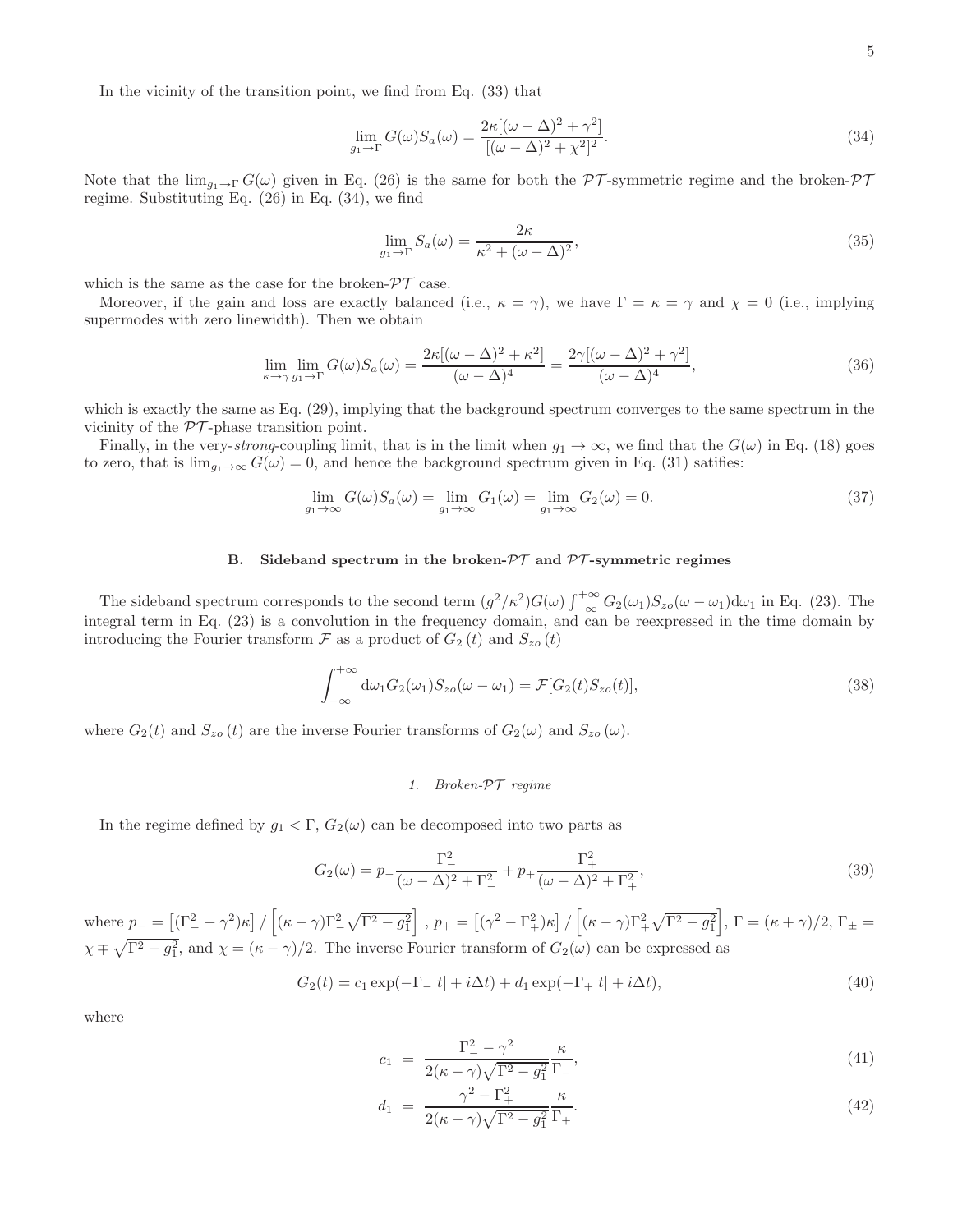In the vicinity of the transition point, we find from Eq. (33) that

$$\lim_{g_1 \to \Gamma} G(\omega) S_a(\omega) = \frac{2\kappa[(\omega-\Delta)^2+\gamma^2]}{[(\omega-\Delta)^2+\chi^2]^2}. \tag{34}$$

Note that the $\lim_{g_1\to\Gamma} G(\omega)$ given in Eq. (26) is the same for both the $\mathcal{PT}$-symmetric regime and the broken-$\mathcal{PT}$ regime. Substituting Eq. (26) in Eq. (34), we find

$$\lim_{g_1 \to \Gamma} S_a(\omega) = \frac{2\kappa}{\kappa^2+(\omega-\Delta)^2}, \tag{35}$$

which is the same as the case for the broken-$\mathcal{PT}$ case.

Moreover, if the gain and loss are exactly balanced (i.e., $\kappa=\gamma$), we have $\Gamma=\kappa=\gamma$ and $\chi=0$ (i.e., implying supermodes with zero linewidth). Then we obtain

$$\lim_{\kappa\to\gamma}\lim_{g_1 \to \Gamma} G(\omega) S_a(\omega) = \frac{2\kappa[(\omega-\Delta)^2+\kappa^2]}{(\omega-\Delta)^4} = \frac{2\gamma[(\omega-\Delta)^2+\gamma^2]}{(\omega-\Delta)^4}, \tag{36}$$

which is exactly the same as Eq. (29), implying that the background spectrum converges to the same spectrum in the vicinity of the $\mathcal{PT}$-phase transition point.

Finally, in the very-*strong*-coupling limit, that is in the limit when $g_1\to\infty$, we find that the $G(\omega)$ in Eq. (18) goes to zero, that is $\lim_{g_1\to\infty} G(\omega)=0$, and hence the background spectrum given in Eq. (31) satisfies:

$$\lim_{g_1 \to \infty} G(\omega) S_a(\omega) = \lim_{g_1 \to \infty} G_1(\omega) = \lim_{g_1 \to \infty} G_2(\omega) = 0. \tag{37}$$

## B. Sideband spectrum in the broken-$\mathcal{PT}$ and $\mathcal{PT}$-symmetric regimes

The sideband spectrum corresponds to the second term $(g^2/\kappa^2)G(\omega)\int_{-\infty}^{+\infty} G_2(\omega_1)S_{zo}(\omega-\omega_1)\mathrm{d}\omega_1$ in Eq. (23). The integral term in Eq. (23) is a convolution in the frequency domain, and can be reexpressed in the time domain by introducing the Fourier transform $\mathcal{F}$ as a product of $G_2(t)$ and $S_{zo}(t)$

$$\int_{-\infty}^{+\infty} \mathrm{d}\omega_1 G_2(\omega_1) S_{zo}(\omega-\omega_1) = \mathcal{F}[G_2(t)S_{zo}(t)], \tag{38}$$

where $G_2(t)$ and $S_{zo}(t)$ are the inverse Fourier transforms of $G_2(\omega)$ and $S_{zo}(\omega)$.

### 1. Broken-$\mathcal{PT}$ regime

In the regime defined by $g_1<\Gamma$, $G_2(\omega)$ can be decomposed into two parts as

$$G_2(\omega) = p_-\frac{\Gamma_-^2}{(\omega-\Delta)^2+\Gamma_-^2} + p_+\frac{\Gamma_+^2}{(\omega-\Delta)^2+\Gamma_+^2}, \tag{39}$$

where $p_- = \left[(\Gamma_-^2-\gamma^2)\kappa\right] / \left[(\kappa-\gamma)\Gamma_-^2\sqrt{\Gamma^2-g_1^2}\right]$, $p_+ = \left[(\gamma^2-\Gamma_+^2)\kappa\right] / \left[(\kappa-\gamma)\Gamma_+^2\sqrt{\Gamma^2-g_1^2}\right]$, $\Gamma=(\kappa+\gamma)/2$, $\Gamma_\pm = \chi\mp\sqrt{\Gamma^2-g_1^2}$, and $\chi=(\kappa-\gamma)/2$. The inverse Fourier transform of $G_2(\omega)$ can be expressed as

$$G_2(t) = c_1\exp(-\Gamma_-|t|+i\Delta t) + d_1\exp(-\Gamma_+|t|+i\Delta t), \tag{40}$$

where

$$c_1 = \frac{\Gamma_-^2-\gamma^2}{2(\kappa-\gamma)\sqrt{\Gamma^2-g_1^2}}\frac{\kappa}{\Gamma_-}, \tag{41}$$

$$d_1 = \frac{\gamma^2-\Gamma_+^2}{2(\kappa-\gamma)\sqrt{\Gamma^2-g_1^2}}\frac{\kappa}{\Gamma_+}. \tag{42}$$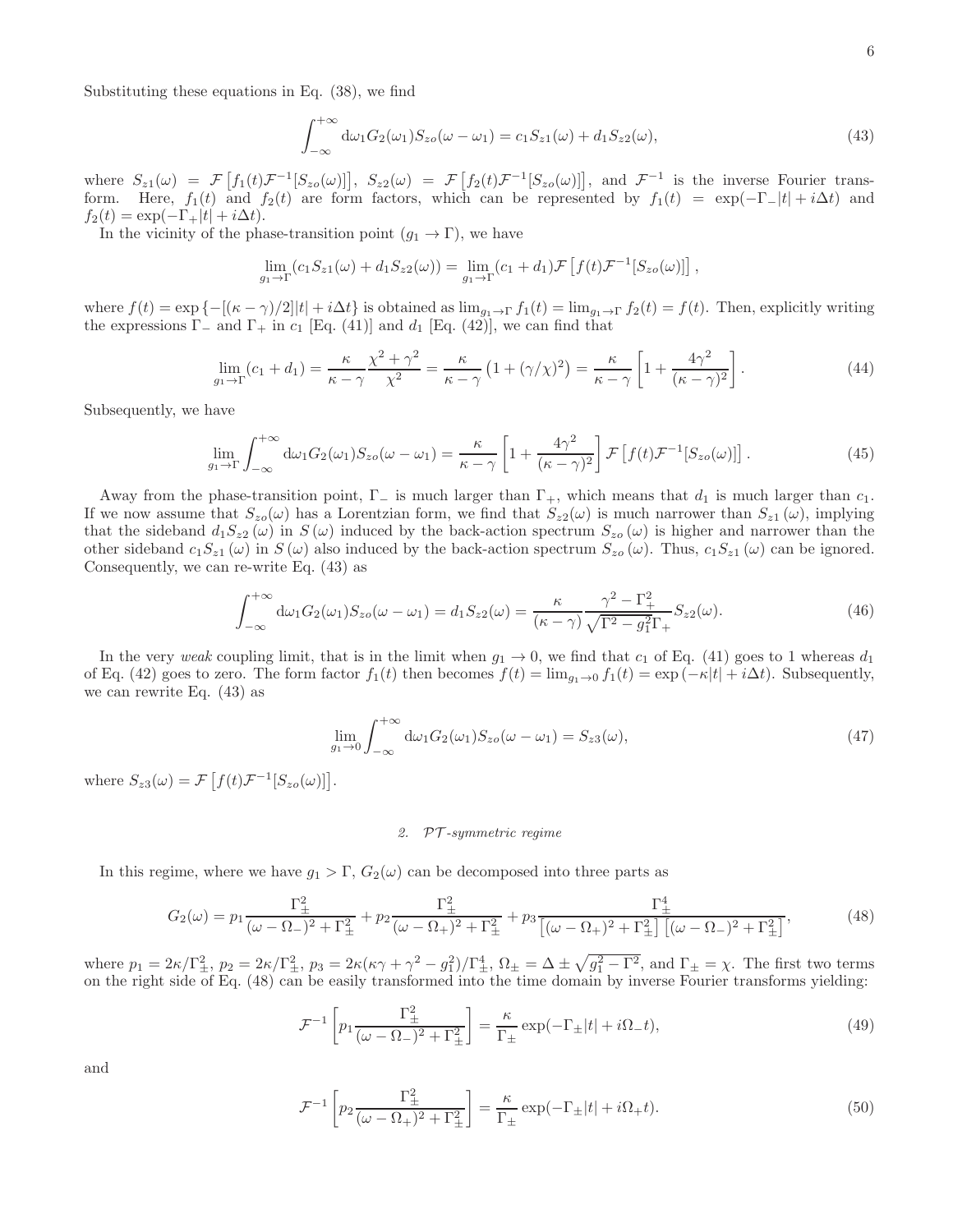Substituting these equations in Eq. (38), we find

$$\int_{-\infty}^{+\infty} \mathrm{d}\omega_1 G_2(\omega_1) S_{zo}(\omega-\omega_1) = c_1 S_{z1}(\omega) + d_1 S_{z2}(\omega), \tag{43}$$

where $S_{z1}(\omega) = \mathcal{F}\left[f_1(t)\mathcal{F}^{-1}[S_{zo}(\omega)]\right]$, $S_{z2}(\omega) = \mathcal{F}\left[f_2(t)\mathcal{F}^{-1}[S_{zo}(\omega)]\right]$, and $\mathcal{F}^{-1}$ is the inverse Fourier transform. Here, $f_1(t)$ and $f_2(t)$ are form factors, which can be represented by $f_1(t) = \exp(-\Gamma_-|t| + i\Delta t)$ and $f_2(t) = \exp(-\Gamma_+|t| + i\Delta t)$.

In the vicinity of the phase-transition point ($g_1 \to \Gamma$), we have

$$\lim_{g_1\to\Gamma}(c_1 S_{z1}(\omega) + d_1 S_{z2}(\omega)) = \lim_{g_1\to\Gamma}(c_1+d_1)\mathcal{F}\left[f(t)\mathcal{F}^{-1}[S_{zo}(\omega)]\right],$$

where $f(t) = \exp\left\{-[(\kappa-\gamma)/2]|t| + i\Delta t\right\}$ is obtained as $\lim_{g_1\to\Gamma} f_1(t) = \lim_{g_1\to\Gamma} f_2(t) = f(t)$. Then, explicitly writing the expressions $\Gamma_-$ and $\Gamma_+$ in $c_1$ [Eq. (41)] and $d_1$ [Eq. (42)], we can find that

$$\lim_{g_1\to\Gamma}(c_1+d_1) = \frac{\kappa}{\kappa-\gamma}\frac{\chi^2+\gamma^2}{\chi^2} = \frac{\kappa}{\kappa-\gamma}\left(1+(\gamma/\chi)^2\right) = \frac{\kappa}{\kappa-\gamma}\left[1+\frac{4\gamma^2}{(\kappa-\gamma)^2}\right]. \tag{44}$$

Subsequently, we have

$$\lim_{g_1\to\Gamma}\int_{-\infty}^{+\infty} \mathrm{d}\omega_1 G_2(\omega_1) S_{zo}(\omega-\omega_1) = \frac{\kappa}{\kappa-\gamma}\left[1+\frac{4\gamma^2}{(\kappa-\gamma)^2}\right]\mathcal{F}\left[f(t)\mathcal{F}^{-1}[S_{zo}(\omega)]\right]. \tag{45}$$

Away from the phase-transition point, $\Gamma_-$ is much larger than $\Gamma_+$, which means that $d_1$ is much larger than $c_1$. If we now assume that $S_{zo}(\omega)$ has a Lorentzian form, we find that $S_{z2}(\omega)$ is much narrower than $S_{z1}(\omega)$, implying that the sideband $d_1 S_{z2}(\omega)$ in $S(\omega)$ induced by the back-action spectrum $S_{zo}(\omega)$ is higher and narrower than the other sideband $c_1 S_{z1}(\omega)$ in $S(\omega)$ also induced by the back-action spectrum $S_{zo}(\omega)$. Thus, $c_1 S_{z1}(\omega)$ can be ignored. Consequently, we can re-write Eq. (43) as

$$\int_{-\infty}^{+\infty} \mathrm{d}\omega_1 G_2(\omega_1) S_{zo}(\omega-\omega_1) = d_1 S_{z2}(\omega) = \frac{\kappa}{(\kappa-\gamma)}\frac{\gamma^2-\Gamma_+^2}{\sqrt{\Gamma^2-g_1^2}\Gamma_+} S_{z2}(\omega). \tag{46}$$

In the very *weak* coupling limit, that is in the limit when $g_1 \to 0$, we find that $c_1$ of Eq. (41) goes to 1 whereas $d_1$ of Eq. (42) goes to zero. The form factor $f_1(t)$ then becomes $f(t) = \lim_{g_1\to 0} f_1(t) = \exp(-\kappa|t| + i\Delta t)$. Subsequently, we can rewrite Eq. (43) as

$$\lim_{g_1\to 0}\int_{-\infty}^{+\infty} \mathrm{d}\omega_1 G_2(\omega_1) S_{zo}(\omega-\omega_1) = S_{z3}(\omega), \tag{47}$$

where $S_{z3}(\omega) = \mathcal{F}\left[f(t)\mathcal{F}^{-1}[S_{zo}(\omega)]\right]$.

#### 2. $\mathcal{PT}$-symmetric regime

In this regime, where we have $g_1 > \Gamma$, $G_2(\omega)$ can be decomposed into three parts as

$$G_2(\omega) = p_1\frac{\Gamma_\pm^2}{(\omega-\Omega_-)^2+\Gamma_\pm^2} + p_2\frac{\Gamma_\pm^2}{(\omega-\Omega_+)^2+\Gamma_\pm^2} + p_3\frac{\Gamma_\pm^4}{\left[(\omega-\Omega_+)^2+\Gamma_\pm^2\right]\left[(\omega-\Omega_-)^2+\Gamma_\pm^2\right]}, \tag{48}$$

where $p_1 = 2\kappa/\Gamma_\pm^2$, $p_2 = 2\kappa/\Gamma_\pm^2$, $p_3 = 2\kappa(\kappa\gamma+\gamma^2-g_1^2)/\Gamma_\pm^4$, $\Omega_\pm = \Delta \pm \sqrt{g_1^2-\Gamma^2}$, and $\Gamma_\pm = \chi$. The first two terms on the right side of Eq. (48) can be easily transformed into the time domain by inverse Fourier transforms yielding:

$$\mathcal{F}^{-1}\left[p_1\frac{\Gamma_\pm^2}{(\omega-\Omega_-)^2+\Gamma_\pm^2}\right] = \frac{\kappa}{\Gamma_\pm}\exp(-\Gamma_\pm|t| + i\Omega_- t), \tag{49}$$

and

$$\mathcal{F}^{-1}\left[p_2\frac{\Gamma_\pm^2}{(\omega-\Omega_+)^2+\Gamma_\pm^2}\right] = \frac{\kappa}{\Gamma_\pm}\exp(-\Gamma_\pm|t| + i\Omega_+ t). \tag{50}$$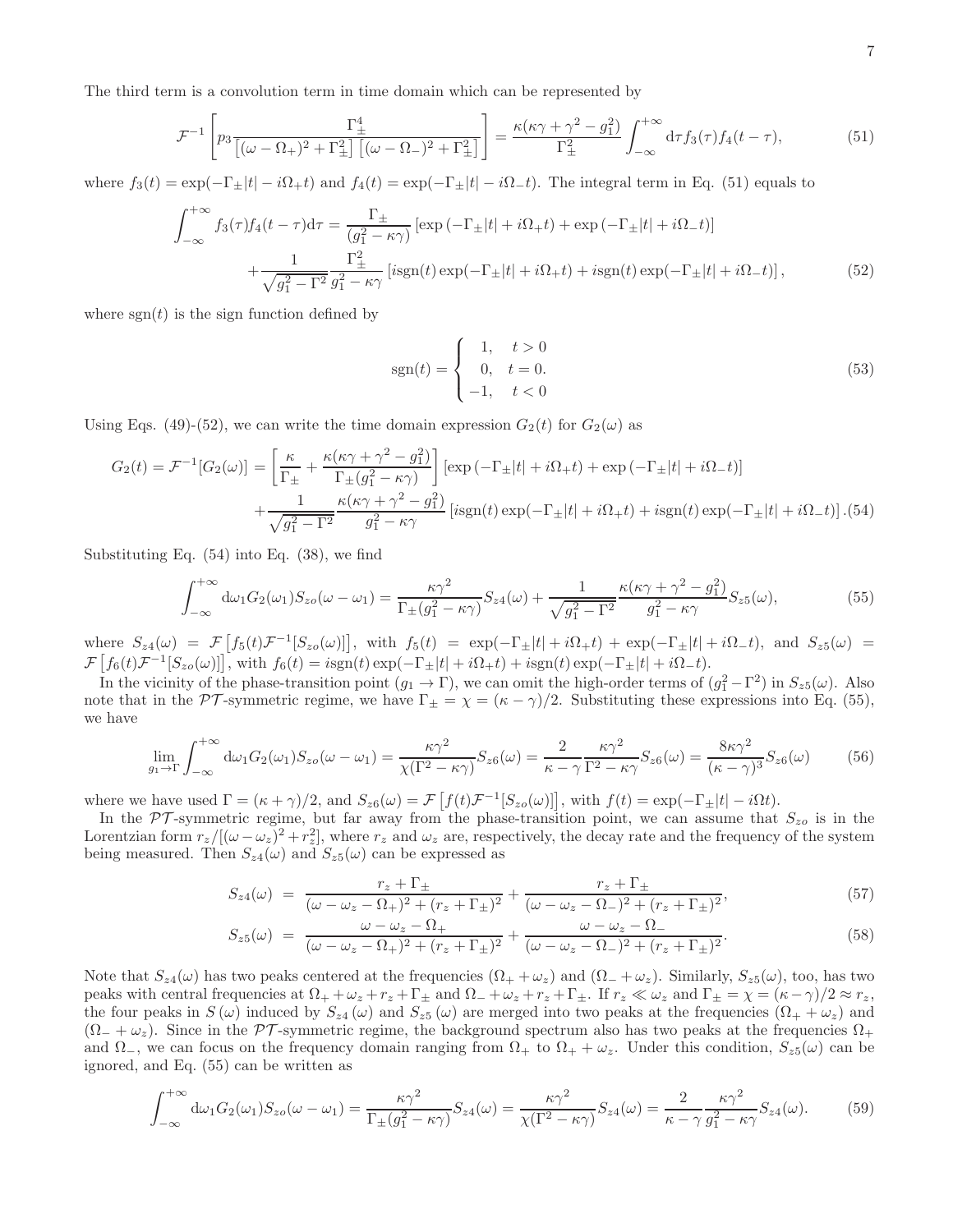The third term is a convolution term in time domain which can be represented by

$$
\mathcal{F}^{-1}\left[p_3\frac{\Gamma_\pm^4}{\left[(\omega-\Omega_+)^2+\Gamma_\pm^2\right]\left[(\omega-\Omega_-)^2+\Gamma_\pm^2\right]}\right]=\frac{\kappa(\kappa\gamma+\gamma^2-g_1^2)}{\Gamma_\pm^2}\int_{-\infty}^{+\infty}\mathrm{d}\tau f_3(\tau)f_4(t-\tau), \tag{51}
$$

where $f_3(t)=\exp(-\Gamma_\pm|t|-i\Omega_+t)$ and $f_4(t)=\exp(-\Gamma_\pm|t|-i\Omega_-t)$. The integral term in Eq. (51) equals to

$$
\begin{aligned}
\int_{-\infty}^{+\infty} f_3(\tau)f_4(t-\tau)\mathrm{d}\tau=&\frac{\Gamma_\pm}{(g_1^2-\kappa\gamma)}\left[\exp\left(-\Gamma_\pm|t|+i\Omega_+t\right)+\exp\left(-\Gamma_\pm|t|+i\Omega_-t\right)\right]\\
&+\frac{1}{\sqrt{g_1^2-\Gamma^2}}\frac{\Gamma_\pm^2}{g_1^2-\kappa\gamma}\left[i\mathrm{sgn}(t)\exp(-\Gamma_\pm|t|+i\Omega_+t)+i\mathrm{sgn}(t)\exp(-\Gamma_\pm|t|+i\Omega_-t)\right],
\end{aligned} \tag{52}
$$

where $\mathrm{sgn}(t)$ is the sign function defined by

$$
\mathrm{sgn}(t)=\begin{cases}1, & t>0\\ 0, & t=0.\\ -1, & t<0\end{cases} \tag{53}
$$

Using Eqs. (49)-(52), we can write the time domain expression $G_2(t)$ for $G_2(\omega)$ as

$$
\begin{aligned}
G_2(t)=\mathcal{F}^{-1}[G_2(\omega)]=&\left[\frac{\kappa}{\Gamma_\pm}+\frac{\kappa(\kappa\gamma+\gamma^2-g_1^2)}{\Gamma_\pm(g_1^2-\kappa\gamma)}\right]\left[\exp\left(-\Gamma_\pm|t|+i\Omega_+t\right)+\exp\left(-\Gamma_\pm|t|+i\Omega_-t\right)\right]\\
&+\frac{1}{\sqrt{g_1^2-\Gamma^2}}\frac{\kappa(\kappa\gamma+\gamma^2-g_1^2)}{g_1^2-\kappa\gamma}\left[i\mathrm{sgn}(t)\exp(-\Gamma_\pm|t|+i\Omega_+t)+i\mathrm{sgn}(t)\exp(-\Gamma_\pm|t|+i\Omega_-t)\right].
\end{aligned} \tag{54}
$$

Substituting Eq. (54) into Eq. (38), we find

$$
\int_{-\infty}^{+\infty}\mathrm{d}\omega_1 G_2(\omega_1)S_{zo}(\omega-\omega_1)=\frac{\kappa\gamma^2}{\Gamma_\pm(g_1^2-\kappa\gamma)}S_{z4}(\omega)+\frac{1}{\sqrt{g_1^2-\Gamma^2}}\frac{\kappa(\kappa\gamma+\gamma^2-g_1^2)}{g_1^2-\kappa\gamma}S_{z5}(\omega), \tag{55}
$$

where $S_{z4}(\omega)=\mathcal{F}\left[f_5(t)\mathcal{F}^{-1}[S_{zo}(\omega)]\right]$, with $f_5(t)=\exp(-\Gamma_\pm|t|+i\Omega_+t)+\exp(-\Gamma_\pm|t|+i\Omega_-t)$, and $S_{z5}(\omega)=\mathcal{F}\left[f_6(t)\mathcal{F}^{-1}[S_{zo}(\omega)]\right]$, with $f_6(t)=i\mathrm{sgn}(t)\exp(-\Gamma_\pm|t|+i\Omega_+t)+i\mathrm{sgn}(t)\exp(-\Gamma_\pm|t|+i\Omega_-t)$.

In the vicinity of the phase-transition point ($g_1\to\Gamma$), we can omit the high-order terms of $(g_1^2-\Gamma^2)$ in $S_{z5}(\omega)$. Also note that in the $\mathcal{PT}$-symmetric regime, we have $\Gamma_\pm=\chi=(\kappa-\gamma)/2$. Substituting these expressions into Eq. (55), we have

$$
\lim_{g_1\to\Gamma}\int_{-\infty}^{+\infty}\mathrm{d}\omega_1 G_2(\omega_1)S_{zo}(\omega-\omega_1)=\frac{\kappa\gamma^2}{\chi(\Gamma^2-\kappa\gamma)}S_{z6}(\omega)=\frac{2}{\kappa-\gamma}\frac{\kappa\gamma^2}{\Gamma^2-\kappa\gamma}S_{z6}(\omega)=\frac{8\kappa\gamma^2}{(\kappa-\gamma)^3}S_{z6}(\omega) \tag{56}
$$

where we have used $\Gamma=(\kappa+\gamma)/2$, and $S_{z6}(\omega)=\mathcal{F}\left[f(t)\mathcal{F}^{-1}[S_{zo}(\omega)]\right]$, with $f(t)=\exp(-\Gamma_\pm|t|-i\Omega t)$.

In the $\mathcal{PT}$-symmetric regime, but far away from the phase-transition point, we can assume that $S_{zo}$ is in the Lorentzian form $r_z/[(\omega-\omega_z)^2+r_z^2]$, where $r_z$ and $\omega_z$ are, respectively, the decay rate and the frequency of the system being measured. Then $S_{z4}(\omega)$ and $S_{z5}(\omega)$ can be expressed as

$$
S_{z4}(\omega)=\frac{r_z+\Gamma_\pm}{(\omega-\omega_z-\Omega_+)^2+(r_z+\Gamma_\pm)^2}+\frac{r_z+\Gamma_\pm}{(\omega-\omega_z-\Omega_-)^2+(r_z+\Gamma_\pm)^2}, \tag{57}
$$

$$
S_{z5}(\omega)=\frac{\omega-\omega_z-\Omega_+}{(\omega-\omega_z-\Omega_+)^2+(r_z+\Gamma_\pm)^2}+\frac{\omega-\omega_z-\Omega_-}{(\omega-\omega_z-\Omega_-)^2+(r_z+\Gamma_\pm)^2}. \tag{58}
$$

Note that $S_{z4}(\omega)$ has two peaks centered at the frequencies $(\Omega_++\omega_z)$ and $(\Omega_-+\omega_z)$. Similarly, $S_{z5}(\omega)$, too, has two peaks with central frequencies at $\Omega_++\omega_z+r_z+\Gamma_\pm$ and $\Omega_-+\omega_z+r_z+\Gamma_\pm$. If $r_z\ll\omega_z$ and $\Gamma_\pm=\chi=(\kappa-\gamma)/2\approx r_z$, the four peaks in $S(\omega)$ induced by $S_{z4}(\omega)$ and $S_{z5}(\omega)$ are merged into two peaks at the frequencies $(\Omega_++\omega_z)$ and $(\Omega_-+\omega_z)$. Since in the $\mathcal{PT}$-symmetric regime, the background spectrum also has two peaks at the frequencies $\Omega_+$ and $\Omega_-$, we can focus on the frequency domain ranging from $\Omega_+$ to $\Omega_++\omega_z$. Under this condition, $S_{z5}(\omega)$ can be ignored, and Eq. (55) can be written as

$$
\int_{-\infty}^{+\infty}\mathrm{d}\omega_1 G_2(\omega_1)S_{zo}(\omega-\omega_1)=\frac{\kappa\gamma^2}{\Gamma_\pm(g_1^2-\kappa\gamma)}S_{z4}(\omega)=\frac{\kappa\gamma^2}{\chi(\Gamma^2-\kappa\gamma)}S_{z4}(\omega)=\frac{2}{\kappa-\gamma}\frac{\kappa\gamma^2}{g_1^2-\kappa\gamma}S_{z4}(\omega). \tag{59}
$$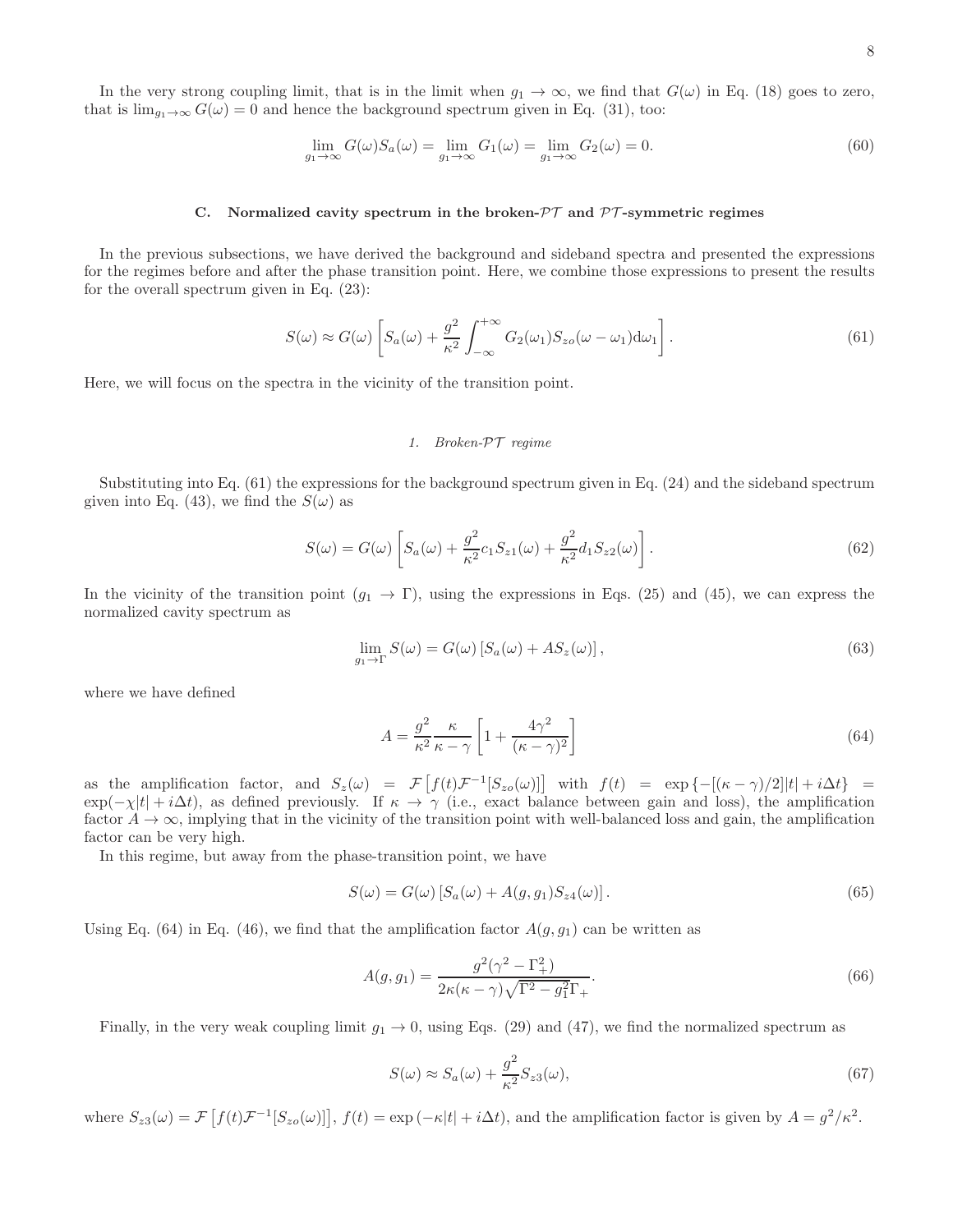In the very strong coupling limit, that is in the limit when $g_1 \to \infty$, we find that $G(\omega)$ in Eq. (18) goes to zero, that is $\lim_{g_1\to\infty} G(\omega) = 0$ and hence the background spectrum given in Eq. (31), too:

$$\lim_{g_1\to\infty} G(\omega)S_a(\omega) = \lim_{g_1\to\infty} G_1(\omega) = \lim_{g_1\to\infty} G_2(\omega) = 0. \tag{60}$$

### C. Normalized cavity spectrum in the broken-$\mathcal{PT}$ and $\mathcal{PT}$-symmetric regimes

In the previous subsections, we have derived the background and sideband spectra and presented the expressions for the regimes before and after the phase transition point. Here, we combine those expressions to present the results for the overall spectrum given in Eq. (23):

$$S(\omega) \approx G(\omega)\left[S_a(\omega) + \frac{g^2}{\kappa^2}\int_{-\infty}^{+\infty} G_2(\omega_1)S_{zo}(\omega-\omega_1)\mathrm{d}\omega_1\right]. \tag{61}$$

Here, we will focus on the spectra in the vicinity of the transition point.

#### 1. Broken-$\mathcal{PT}$ regime

Substituting into Eq. (61) the expressions for the background spectrum given in Eq. (24) and the sideband spectrum given into Eq. (43), we find the $S(\omega)$ as

$$S(\omega) = G(\omega)\left[S_a(\omega) + \frac{g^2}{\kappa^2}c_1 S_{z1}(\omega) + \frac{g^2}{\kappa^2}d_1 S_{z2}(\omega)\right]. \tag{62}$$

In the vicinity of the transition point ($g_1 \to \Gamma$), using the expressions in Eqs. (25) and (45), we can express the normalized cavity spectrum as

$$\lim_{g_1\to\Gamma} S(\omega) = G(\omega)\left[S_a(\omega) + AS_z(\omega)\right], \tag{63}$$

where we have defined

$$A = \frac{g^2}{\kappa^2}\frac{\kappa}{\kappa-\gamma}\left[1 + \frac{4\gamma^2}{(\kappa-\gamma)^2}\right] \tag{64}$$

as the amplification factor, and $S_z(\omega) = \mathcal{F}\left[f(t)\mathcal{F}^{-1}[S_{zo}(\omega)]\right]$ with $f(t) = \exp\{-[(\kappa-\gamma)/2]|t| + i\Delta t\} = \exp(-\chi|t| + i\Delta t)$, as defined previously. If $\kappa \to \gamma$ (i.e., exact balance between gain and loss), the amplification factor $A \to \infty$, implying that in the vicinity of the transition point with well-balanced loss and gain, the amplification factor can be very high.

In this regime, but away from the phase-transition point, we have

$$S(\omega) = G(\omega)\left[S_a(\omega) + A(g, g_1)S_{z4}(\omega)\right]. \tag{65}$$

Using Eq. (64) in Eq. (46), we find that the amplification factor $A(g, g_1)$ can be written as

$$A(g, g_1) = \frac{g^2(\gamma^2 - \Gamma_+^2)}{2\kappa(\kappa-\gamma)\sqrt{\Gamma^2 - g_1^2}\,\Gamma_+}. \tag{66}$$

Finally, in the very weak coupling limit $g_1 \to 0$, using Eqs. (29) and (47), we find the normalized spectrum as

$$S(\omega) \approx S_a(\omega) + \frac{g^2}{\kappa^2}S_{z3}(\omega), \tag{67}$$

where $S_{z3}(\omega) = \mathcal{F}\left[f(t)\mathcal{F}^{-1}[S_{zo}(\omega)]\right]$, $f(t) = \exp(-\kappa|t| + i\Delta t)$, and the amplification factor is given by $A = g^2/\kappa^2$.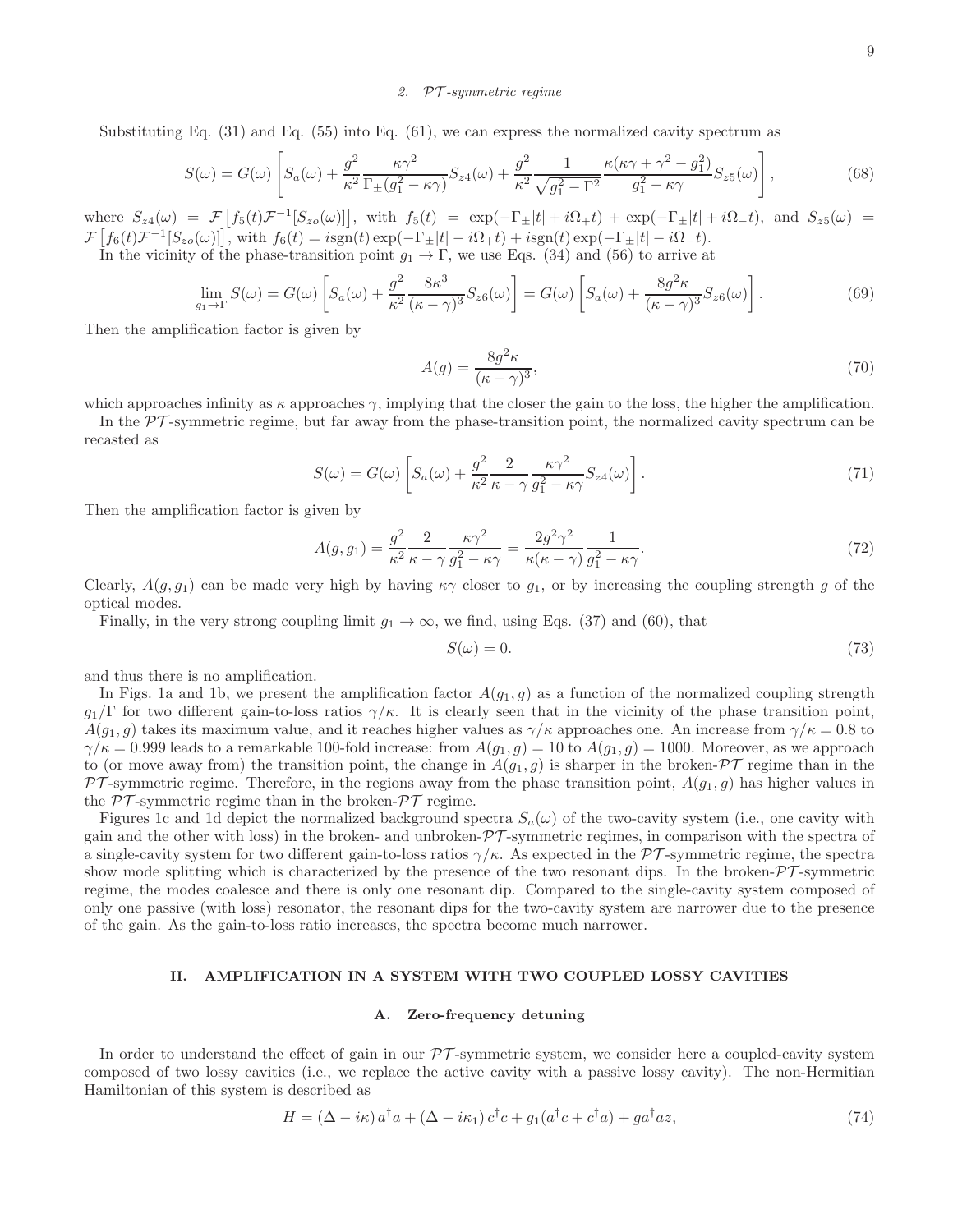### 2. $\mathcal{PT}$-symmetric regime

Substituting Eq. (31) and Eq. (55) into Eq. (61), we can express the normalized cavity spectrum as

$$S(\omega) = G(\omega)\left[S_a(\omega) + \frac{g^2}{\kappa^2}\frac{\kappa\gamma^2}{\Gamma_\pm(g_1^2 - \kappa\gamma)}S_{z4}(\omega) + \frac{g^2}{\kappa^2}\frac{1}{\sqrt{g_1^2-\Gamma^2}}\frac{\kappa(\kappa\gamma+\gamma^2-g_1^2)}{g_1^2-\kappa\gamma}S_{z5}(\omega)\right], \tag{68}$$

where $S_{z4}(\omega) = \mathcal{F}\left[f_5(t)\mathcal{F}^{-1}[S_{zo}(\omega)]\right]$, with $f_5(t) = \exp(-\Gamma_\pm|t| + i\Omega_+ t) + \exp(-\Gamma_\pm|t| + i\Omega_- t)$, and $S_{z5}(\omega) = \mathcal{F}\left[f_6(t)\mathcal{F}^{-1}[S_{zo}(\omega)]\right]$, with $f_6(t) = i\mathrm{sgn}(t)\exp(-\Gamma_\pm|t| - i\Omega_+ t) + i\mathrm{sgn}(t)\exp(-\Gamma_\pm|t| - i\Omega_- t)$.

In the vicinity of the phase-transition point $g_1 \to \Gamma$, we use Eqs. (34) and (56) to arrive at

$$\lim_{g_1\to\Gamma} S(\omega) = G(\omega)\left[S_a(\omega) + \frac{g^2}{\kappa^2}\frac{8\kappa^3}{(\kappa-\gamma)^3}S_{z6}(\omega)\right] = G(\omega)\left[S_a(\omega) + \frac{8g^2\kappa}{(\kappa-\gamma)^3}S_{z6}(\omega)\right]. \tag{69}$$

Then the amplification factor is given by

$$A(g) = \frac{8g^2\kappa}{(\kappa-\gamma)^3}, \tag{70}$$

which approaches infinity as $\kappa$ approaches $\gamma$, implying that the closer the gain to the loss, the higher the amplification.

In the $\mathcal{PT}$-symmetric regime, but far away from the phase-transition point, the normalized cavity spectrum can be recasted as

$$S(\omega) = G(\omega)\left[S_a(\omega) + \frac{g^2}{\kappa^2}\frac{2}{\kappa-\gamma}\frac{\kappa\gamma^2}{g_1^2-\kappa\gamma}S_{z4}(\omega)\right]. \tag{71}$$

Then the amplification factor is given by

$$A(g, g_1) = \frac{g^2}{\kappa^2}\frac{2}{\kappa-\gamma}\frac{\kappa\gamma^2}{g_1^2-\kappa\gamma} = \frac{2g^2\gamma^2}{\kappa(\kappa-\gamma)}\frac{1}{g_1^2-\kappa\gamma}. \tag{72}$$

Clearly, $A(g, g_1)$ can be made very high by having $\kappa\gamma$ closer to $g_1$, or by increasing the coupling strength $g$ of the optical modes.

Finally, in the very strong coupling limit $g_1 \to \infty$, we find, using Eqs. (37) and (60), that

$$S(\omega) = 0. \tag{73}$$

and thus there is no amplification.

In Figs. 1a and 1b, we present the amplification factor $A(g_1, g)$ as a function of the normalized coupling strength $g_1/\Gamma$ for two different gain-to-loss ratios $\gamma/\kappa$. It is clearly seen that in the vicinity of the phase transition point, $A(g_1, g)$ takes its maximum value, and it reaches higher values as $\gamma/\kappa$ approaches one. An increase from $\gamma/\kappa = 0.8$ to $\gamma/\kappa = 0.999$ leads to a remarkable 100-fold increase: from $A(g_1, g) = 10$ to $A(g_1, g) = 1000$. Moreover, as we approach to (or move away from) the transition point, the change in $A(g_1, g)$ is sharper in the broken-$\mathcal{PT}$ regime than in the $\mathcal{PT}$-symmetric regime. Therefore, in the regions away from the phase transition point, $A(g_1, g)$ has higher values in the $\mathcal{PT}$-symmetric regime than in the broken-$\mathcal{PT}$ regime.

Figures 1c and 1d depict the normalized background spectra $S_a(\omega)$ of the two-cavity system (i.e., one cavity with gain and the other with loss) in the broken- and unbroken-$\mathcal{PT}$-symmetric regimes, in comparison with the spectra of a single-cavity system for two different gain-to-loss ratios $\gamma/\kappa$. As expected in the $\mathcal{PT}$-symmetric regime, the spectra show mode splitting which is characterized by the presence of the two resonant dips. In the broken-$\mathcal{PT}$-symmetric regime, the modes coalesce and there is only one resonant dip. Compared to the single-cavity system composed of only one passive (with loss) resonator, the resonant dips for the two-cavity system are narrower due to the presence of the gain. As the gain-to-loss ratio increases, the spectra become much narrower.

## II. AMPLIFICATION IN A SYSTEM WITH TWO COUPLED LOSSY CAVITIES

### A. Zero-frequency detuning

In order to understand the effect of gain in our $\mathcal{PT}$-symmetric system, we consider here a coupled-cavity system composed of two lossy cavities (i.e., we replace the active cavity with a passive lossy cavity). The non-Hermitian Hamiltonian of this system is described as

$$H = (\Delta - i\kappa)\,a^\dagger a + (\Delta - i\kappa_1)\,c^\dagger c + g_1(a^\dagger c + c^\dagger a) + g a^\dagger a z, \tag{74}$$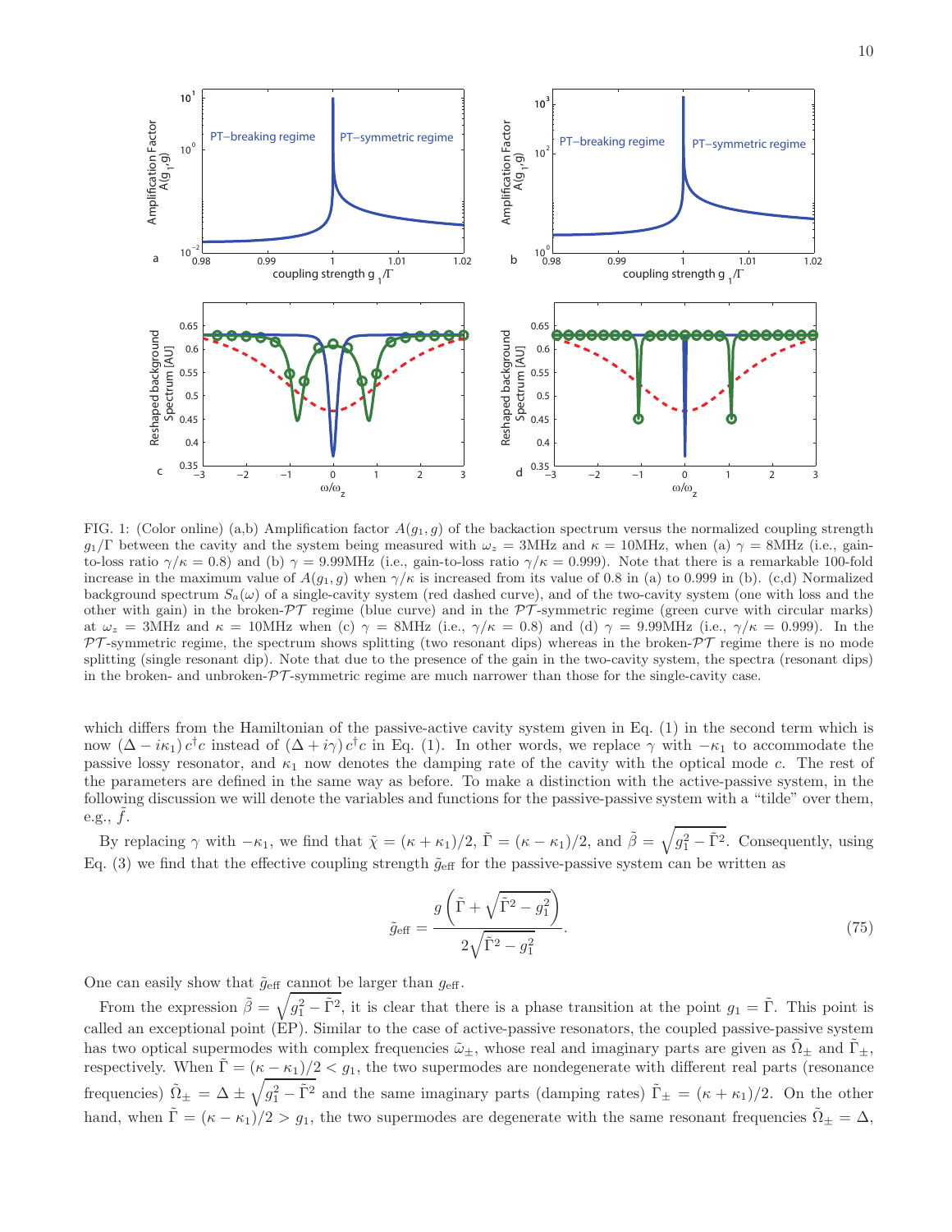FIG. 1: (Color online) (a,b) Amplification factor $A(g_1, g)$ of the backaction spectrum versus the normalized coupling strength $g_1/\Gamma$ between the cavity and the system being measured with $\omega_z = 3$MHz and $\kappa = 10$MHz, when (a) $\gamma = 8$MHz (i.e., gain-to-loss ratio $\gamma/\kappa = 0.8$) and (b) $\gamma = 9.99$MHz (i.e., gain-to-loss ratio $\gamma/\kappa = 0.999$). Note that there is a remarkable 100-fold increase in the maximum value of $A(g_1, g)$ when $\gamma/\kappa$ is increased from its value of 0.8 in (a) to 0.999 in (b). (c,d) Normalized background spectrum $S_a(\omega)$ of a single-cavity system (red dashed curve), and of the two-cavity system (one with loss and the other with gain) in the broken-$\mathcal{PT}$ regime (blue curve) and in the $\mathcal{PT}$-symmetric regime (green curve with circular marks) at $\omega_z = 3$MHz and $\kappa = 10$MHz when (c) $\gamma = 8$MHz (i.e., $\gamma/\kappa = 0.8$) and (d) $\gamma = 9.99$MHz (i.e., $\gamma/\kappa = 0.999$). In the $\mathcal{PT}$-symmetric regime, the spectrum shows splitting (two resonant dips) whereas in the broken-$\mathcal{PT}$ regime there is no mode splitting (single resonant dip). Note that due to the presence of the gain in the two-cavity system, the spectra (resonant dips) in the broken- and unbroken-$\mathcal{PT}$-symmetric regime are much narrower than those for the single-cavity case.

which differs from the Hamiltonian of the passive-active cavity system given in Eq. (1) in the second term which is now $(\Delta - i\kappa_1)\, c^\dagger c$ instead of $(\Delta + i\gamma)\, c^\dagger c$ in Eq. (1). In other words, we replace $\gamma$ with $-\kappa_1$ to accommodate the passive lossy resonator, and $\kappa_1$ now denotes the damping rate of the cavity with the optical mode $c$. The rest of the parameters are defined in the same way as before. To make a distinction with the active-passive system, in the following discussion we will denote the variables and functions for the passive-passive system with a "tilde" over them, e.g., $\tilde{f}$.

By replacing $\gamma$ with $-\kappa_1$, we find that $\tilde{\chi} = (\kappa + \kappa_1)/2$, $\tilde{\Gamma} = (\kappa - \kappa_1)/2$, and $\tilde{\beta} = \sqrt{g_1^2 - \tilde{\Gamma}^2}$. Consequently, using Eq. (3) we find that the effective coupling strength $\tilde{g}_{\rm eff}$ for the passive-passive system can be written as

$$\tilde{g}_{\rm eff} = \frac{g\left(\tilde{\Gamma} + \sqrt{\tilde{\Gamma}^2 - g_1^2}\right)}{2\sqrt{\tilde{\Gamma}^2 - g_1^2}}. \tag{75}$$

One can easily show that $\tilde{g}_{\rm eff}$ cannot be larger than $g_{\rm eff}$.

From the expression $\tilde{\beta} = \sqrt{g_1^2 - \tilde{\Gamma}^2}$, it is clear that there is a phase transition at the point $g_1 = \tilde{\Gamma}$. This point is called an exceptional point (EP). Similar to the case of active-passive resonators, the coupled passive-passive system has two optical supermodes with complex frequencies $\tilde{\omega}_\pm$, whose real and imaginary parts are given as $\tilde{\Omega}_\pm$ and $\tilde{\Gamma}_\pm$, respectively. When $\tilde{\Gamma} = (\kappa - \kappa_1)/2 < g_1$, the two supermodes are nondegenerate with different real parts (resonance frequencies) $\tilde{\Omega}_\pm = \Delta \pm \sqrt{g_1^2 - \tilde{\Gamma}^2}$ and the same imaginary parts (damping rates) $\tilde{\Gamma}_\pm = (\kappa + \kappa_1)/2$. On the other hand, when $\tilde{\Gamma} = (\kappa - \kappa_1)/2 > g_1$, the two supermodes are degenerate with the same resonant frequencies $\tilde{\Omega}_\pm = \Delta$,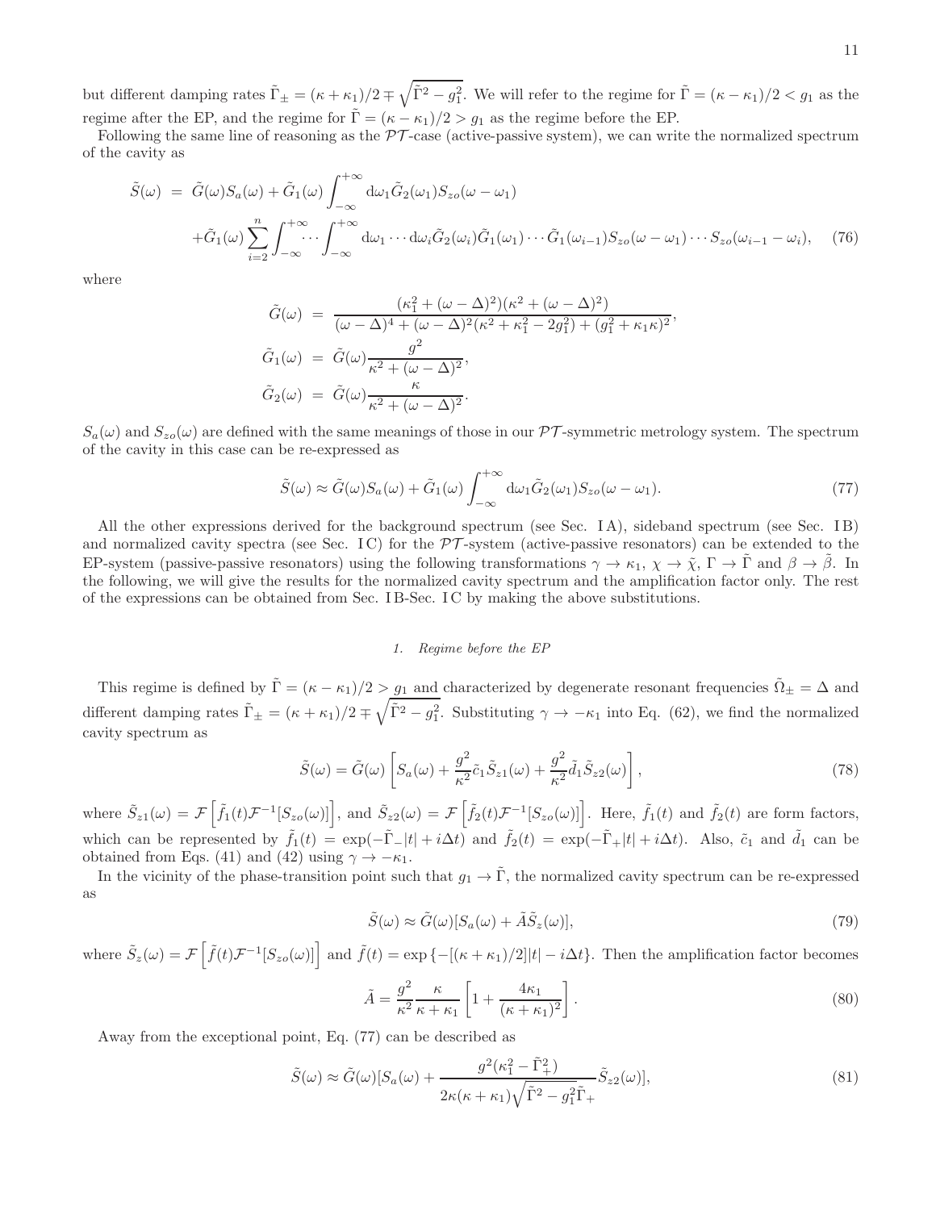but different damping rates $\tilde{\Gamma}_{\pm} = (\kappa+\kappa_1)/2 \mp \sqrt{\tilde{\Gamma}^2 - g_1^2}$. We will refer to the regime for $\tilde{\Gamma} = (\kappa-\kappa_1)/2 < g_1$ as the regime after the EP, and the regime for $\tilde{\Gamma} = (\kappa-\kappa_1)/2 > g_1$ as the regime before the EP.

Following the same line of reasoning as the $\mathcal{PT}$-case (active-passive system), we can write the normalized spectrum of the cavity as

$$
\begin{aligned}
\tilde{S}(\omega) &= \tilde{G}(\omega)S_a(\omega) + \tilde{G}_1(\omega)\int_{-\infty}^{+\infty} \mathrm{d}\omega_1 \tilde{G}_2(\omega_1) S_{zo}(\omega-\omega_1) \\
&+ \tilde{G}_1(\omega)\sum_{i=2}^{n}\int_{-\infty}^{+\infty}\cdots\int_{-\infty}^{+\infty} \mathrm{d}\omega_1\cdots \mathrm{d}\omega_i \tilde{G}_2(\omega_i)\tilde{G}_1(\omega_1)\cdots\tilde{G}_1(\omega_{i-1}) S_{zo}(\omega-\omega_1)\cdots S_{zo}(\omega_{i-1}-\omega_i), \quad (76)
\end{aligned}
$$

where

$$
\begin{aligned}
\tilde{G}(\omega) &= \frac{(\kappa_1^2+(\omega-\Delta)^2)(\kappa^2+(\omega-\Delta)^2)}{(\omega-\Delta)^4+(\omega-\Delta)^2(\kappa^2+\kappa_1^2-2g_1^2)+(g_1^2+\kappa_1\kappa)^2}, \\
\tilde{G}_1(\omega) &= \tilde{G}(\omega)\frac{g^2}{\kappa^2+(\omega-\Delta)^2}, \\
\tilde{G}_2(\omega) &= \tilde{G}(\omega)\frac{\kappa}{\kappa^2+(\omega-\Delta)^2}.
\end{aligned}
$$

$S_a(\omega)$ and $S_{zo}(\omega)$ are defined with the same meanings of those in our $\mathcal{PT}$-symmetric metrology system. The spectrum of the cavity in this case can be re-expressed as

$$
\tilde{S}(\omega) \approx \tilde{G}(\omega)S_a(\omega) + \tilde{G}_1(\omega)\int_{-\infty}^{+\infty} \mathrm{d}\omega_1 \tilde{G}_2(\omega_1) S_{zo}(\omega-\omega_1). \quad (77)
$$

All the other expressions derived for the background spectrum (see Sec. I A), sideband spectrum (see Sec. I B) and normalized cavity spectra (see Sec. I C) for the $\mathcal{PT}$-system (active-passive resonators) can be extended to the EP-system (passive-passive resonators) using the following transformations $\gamma \to \kappa_1$, $\chi \to \tilde{\chi}$, $\Gamma \to \tilde{\Gamma}$ and $\beta \to \tilde{\beta}$. In the following, we will give the results for the normalized cavity spectrum and the amplification factor only. The rest of the expressions can be obtained from Sec. I B-Sec. I C by making the above substitutions.

#### 1. Regime before the EP

This regime is defined by $\tilde{\Gamma} = (\kappa-\kappa_1)/2 > g_1$ and characterized by degenerate resonant frequencies $\tilde{\Omega}_{\pm} = \Delta$ and different damping rates $\tilde{\Gamma}_{\pm} = (\kappa+\kappa_1)/2 \mp \sqrt{\tilde{\Gamma}^2 - g_1^2}$. Substituting $\gamma \to -\kappa_1$ into Eq. (62), we find the normalized cavity spectrum as

$$
\tilde{S}(\omega) = \tilde{G}(\omega)\left[S_a(\omega) + \frac{g^2}{\kappa^2}\tilde{c}_1\tilde{S}_{z1}(\omega) + \frac{g^2}{\kappa^2}\tilde{d}_1\tilde{S}_{z2}(\omega)\right], \quad (78)
$$

where $\tilde{S}_{z1}(\omega) = \mathcal{F}\left[\tilde{f}_1(t)\mathcal{F}^{-1}[S_{zo}(\omega)]\right]$, and $\tilde{S}_{z2}(\omega) = \mathcal{F}\left[\tilde{f}_2(t)\mathcal{F}^{-1}[S_{zo}(\omega)]\right]$. Here, $\tilde{f}_1(t)$ and $\tilde{f}_2(t)$ are form factors, which can be represented by $\tilde{f}_1(t) = \exp(-\tilde{\Gamma}_-|t| + i\Delta t)$ and $\tilde{f}_2(t) = \exp(-\tilde{\Gamma}_+|t| + i\Delta t)$. Also, $\tilde{c}_1$ and $\tilde{d}_1$ can be obtained from Eqs. (41) and (42) using $\gamma \to -\kappa_1$.

In the vicinity of the phase-transition point such that $g_1 \to \tilde{\Gamma}$, the normalized cavity spectrum can be re-expressed as

$$
\tilde{S}(\omega) \approx \tilde{G}(\omega)[S_a(\omega) + \tilde{A}\tilde{S}_z(\omega)], \quad (79)
$$

where $\tilde{S}_z(\omega) = \mathcal{F}\left[\tilde{f}(t)\mathcal{F}^{-1}[S_{zo}(\omega)]\right]$ and $\tilde{f}(t) = \exp\{-[(\kappa+\kappa_1)/2]|t| - i\Delta t\}$. Then the amplification factor becomes

$$
\tilde{A} = \frac{g^2}{\kappa^2}\frac{\kappa}{\kappa+\kappa_1}\left[1 + \frac{4\kappa_1}{(\kappa+\kappa_1)^2}\right]. \quad (80)
$$

Away from the exceptional point, Eq. (77) can be described as

$$
\tilde{S}(\omega) \approx \tilde{G}(\omega)[S_a(\omega) + \frac{g^2(\kappa_1^2 - \tilde{\Gamma}_+^2)}{2\kappa(\kappa+\kappa_1)\sqrt{\tilde{\Gamma}^2 - g_1^2}\tilde{\Gamma}_+}\tilde{S}_{z2}(\omega)], \quad (81)
$$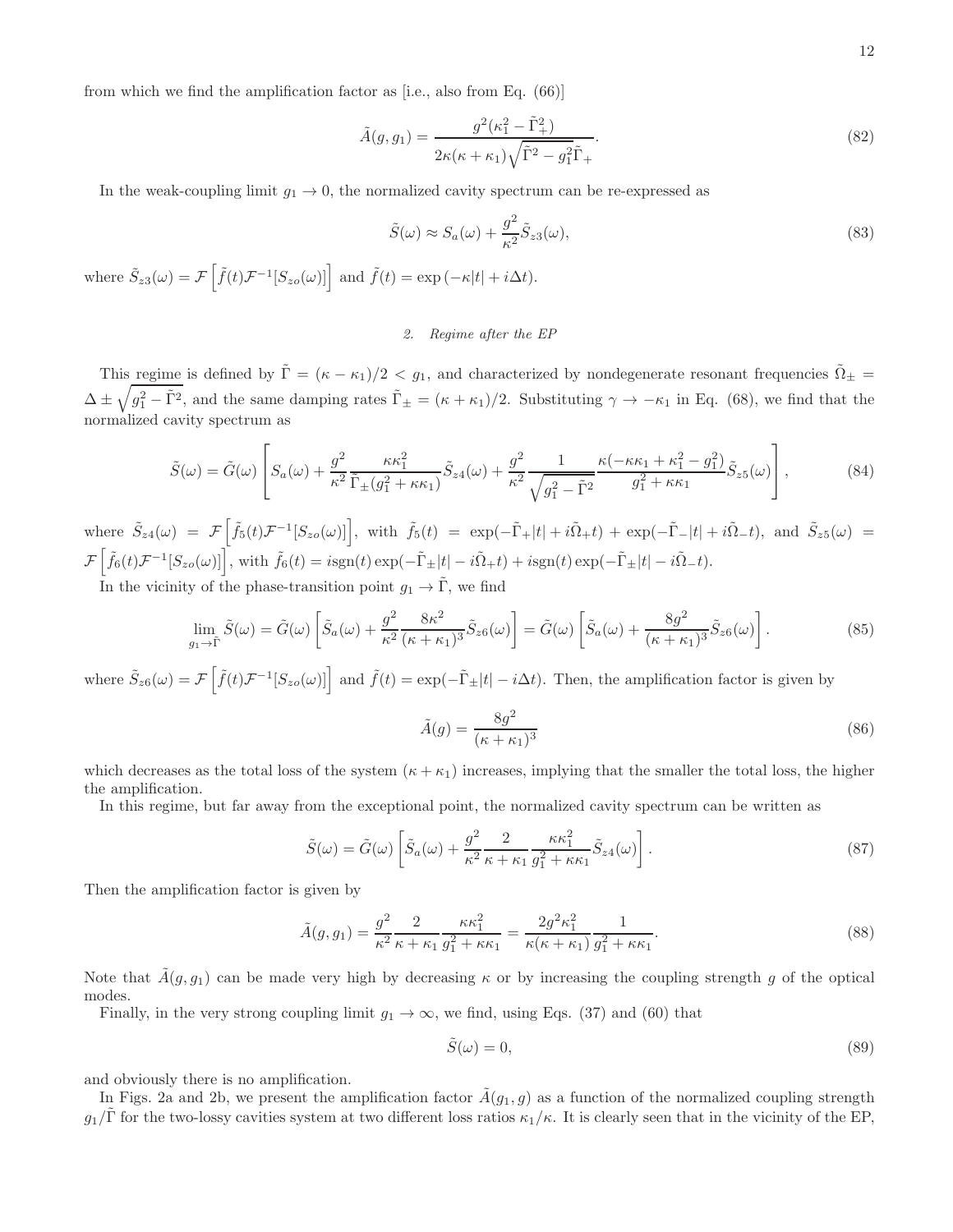from which we find the amplification factor as [i.e., also from Eq. (66)]

$$
\tilde{A}(g,g_1) = \frac{g^2(\kappa_1^2 - \tilde{\Gamma}_+^2)}{2\kappa(\kappa+\kappa_1)\sqrt{\tilde{\Gamma}^2 - g_1^2}\tilde{\Gamma}_+}. \tag{82}
$$

In the weak-coupling limit $g_1 \to 0$, the normalized cavity spectrum can be re-expressed as

$$
\tilde{S}(\omega) \approx S_a(\omega) + \frac{g^2}{\kappa^2}\tilde{S}_{z3}(\omega), \tag{83}
$$

where $\tilde{S}_{z3}(\omega) = \mathcal{F}\left[\tilde{f}(t)\mathcal{F}^{-1}[S_{zo}(\omega)]\right]$ and $\tilde{f}(t) = \exp(-\kappa|t| + i\Delta t)$.

#### 2. Regime after the EP

This regime is defined by $\tilde{\Gamma} = (\kappa - \kappa_1)/2 < g_1$, and characterized by nondegenerate resonant frequencies $\tilde{\Omega}_\pm = \Delta \pm \sqrt{g_1^2 - \tilde{\Gamma}^2}$, and the same damping rates $\tilde{\Gamma}_\pm = (\kappa + \kappa_1)/2$. Substituting $\gamma \to -\kappa_1$ in Eq. (68), we find that the normalized cavity spectrum as

$$
\tilde{S}(\omega) = \tilde{G}(\omega)\left[S_a(\omega) + \frac{g^2}{\kappa^2}\frac{\kappa\kappa_1^2}{\tilde{\Gamma}_\pm(g_1^2 + \kappa\kappa_1)}\tilde{S}_{z4}(\omega) + \frac{g^2}{\kappa^2}\frac{1}{\sqrt{g_1^2 - \tilde{\Gamma}^2}}\frac{\kappa(-\kappa\kappa_1 + \kappa_1^2 - g_1^2)}{g_1^2 + \kappa\kappa_1}\tilde{S}_{z5}(\omega)\right], \tag{84}
$$

where $\tilde{S}_{z4}(\omega) = \mathcal{F}\left[\tilde{f}_5(t)\mathcal{F}^{-1}[S_{zo}(\omega)]\right]$, with $\tilde{f}_5(t) = \exp(-\tilde{\Gamma}_+|t| + i\tilde{\Omega}_+ t) + \exp(-\tilde{\Gamma}_-|t| + i\tilde{\Omega}_- t)$, and $\tilde{S}_{z5}(\omega) = \mathcal{F}\left[\tilde{f}_6(t)\mathcal{F}^{-1}[S_{zo}(\omega)]\right]$, with $\tilde{f}_6(t) = i\,\mathrm{sgn}(t)\exp(-\tilde{\Gamma}_\pm|t| - i\tilde{\Omega}_+ t) + i\,\mathrm{sgn}(t)\exp(-\tilde{\Gamma}_\pm|t| - i\tilde{\Omega}_- t)$.

In the vicinity of the phase-transition point $g_1 \to \tilde{\Gamma}$, we find

$$
\lim_{g_1 \to \tilde{\Gamma}} \tilde{S}(\omega) = \tilde{G}(\omega)\left[\tilde{S}_a(\omega) + \frac{g^2}{\kappa^2}\frac{8\kappa^2}{(\kappa+\kappa_1)^3}\tilde{S}_{z6}(\omega)\right] = \tilde{G}(\omega)\left[\tilde{S}_a(\omega) + \frac{8g^2}{(\kappa+\kappa_1)^3}\tilde{S}_{z6}(\omega)\right]. \tag{85}
$$

where $\tilde{S}_{z6}(\omega) = \mathcal{F}\left[\tilde{f}(t)\mathcal{F}^{-1}[S_{zo}(\omega)]\right]$ and $\tilde{f}(t) = \exp(-\tilde{\Gamma}_\pm|t| - i\Delta t)$. Then, the amplification factor is given by

$$
\tilde{A}(g) = \frac{8g^2}{(\kappa+\kappa_1)^3} \tag{86}
$$

which decreases as the total loss of the system $(\kappa + \kappa_1)$ increases, implying that the smaller the total loss, the higher the amplification.

In this regime, but far away from the exceptional point, the normalized cavity spectrum can be written as

$$
\tilde{S}(\omega) = \tilde{G}(\omega)\left[\tilde{S}_a(\omega) + \frac{g^2}{\kappa^2}\frac{2}{\kappa+\kappa_1}\frac{\kappa\kappa_1^2}{g_1^2 + \kappa\kappa_1}\tilde{S}_{z4}(\omega)\right]. \tag{87}
$$

Then the amplification factor is given by

$$
\tilde{A}(g,g_1) = \frac{g^2}{\kappa^2}\frac{2}{\kappa+\kappa_1}\frac{\kappa\kappa_1^2}{g_1^2 + \kappa\kappa_1} = \frac{2g^2\kappa_1^2}{\kappa(\kappa+\kappa_1)}\frac{1}{g_1^2 + \kappa\kappa_1}. \tag{88}
$$

Note that $\tilde{A}(g,g_1)$ can be made very high by decreasing $\kappa$ or by increasing the coupling strength $g$ of the optical modes.

Finally, in the very strong coupling limit $g_1 \to \infty$, we find, using Eqs. (37) and (60) that

$$
\tilde{S}(\omega) = 0, \tag{89}
$$

and obviously there is no amplification.

In Figs. 2a and 2b, we present the amplification factor $\tilde{A}(g_1, g)$ as a function of the normalized coupling strength $g_1/\tilde{\Gamma}$ for the two-lossy cavities system at two different loss ratios $\kappa_1/\kappa$. It is clearly seen that in the vicinity of the EP,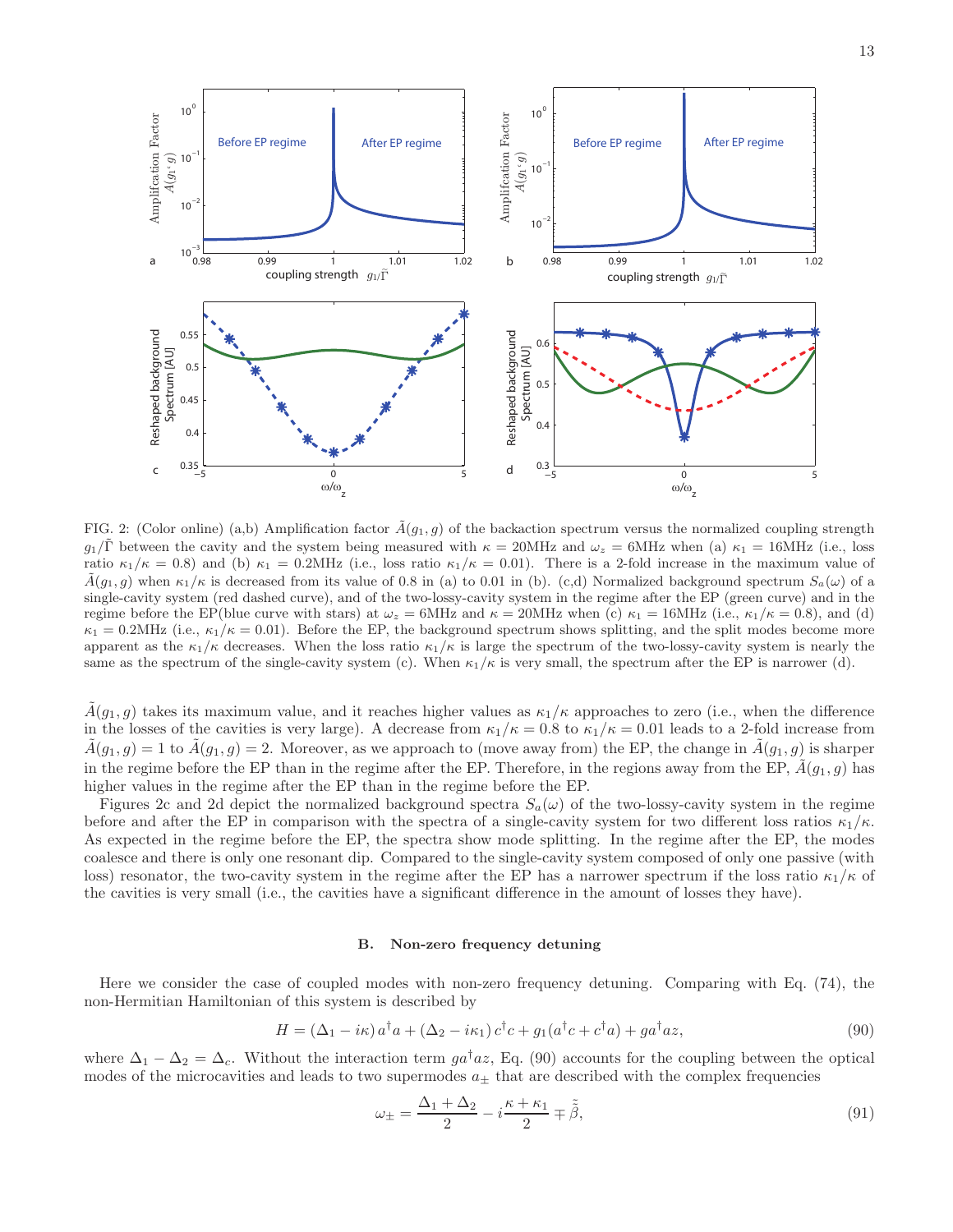FIG. 2: (Color online) (a,b) Amplification factor $\tilde{A}(g_1, g)$ of the backaction spectrum versus the normalized coupling strength $g_1/\tilde{\Gamma}$ between the cavity and the system being measured with $\kappa = 20$MHz and $\omega_z = 6$MHz when (a) $\kappa_1 = 16$MHz (i.e., loss ratio $\kappa_1/\kappa = 0.8$) and (b) $\kappa_1 = 0.2$MHz (i.e., loss ratio $\kappa_1/\kappa = 0.01$). There is a 2-fold increase in the maximum value of $\tilde{A}(g_1, g)$ when $\kappa_1/\kappa$ is decreased from its value of 0.8 in (a) to 0.01 in (b). (c,d) Normalized background spectrum $S_a(\omega)$ of a single-cavity system (red dashed curve), and of the two-lossy-cavity system in the regime after the EP (green curve) and in the regime before the EP(blue curve with stars) at $\omega_z = 6$MHz and $\kappa = 20$MHz when (c) $\kappa_1 = 16$MHz (i.e., $\kappa_1/\kappa = 0.8$), and (d) $\kappa_1 = 0.2$MHz (i.e., $\kappa_1/\kappa = 0.01$). Before the EP, the background spectrum shows splitting, and the split modes become more apparent as the $\kappa_1/\kappa$ decreases. When the loss ratio $\kappa_1/\kappa$ is large the spectrum of the two-lossy-cavity system is nearly the same as the spectrum of the single-cavity system (c). When $\kappa_1/\kappa$ is very small, the spectrum after the EP is narrower (d).

$\tilde{A}(g_1, g)$ takes its maximum value, and it reaches higher values as $\kappa_1/\kappa$ approaches to zero (i.e., when the difference in the losses of the cavities is very large). A decrease from $\kappa_1/\kappa = 0.8$ to $\kappa_1/\kappa = 0.01$ leads to a 2-fold increase from $\tilde{A}(g_1, g) = 1$ to $\tilde{A}(g_1, g) = 2$. Moreover, as we approach to (move away from) the EP, the change in $\tilde{A}(g_1, g)$ is sharper in the regime before the EP than in the regime after the EP. Therefore, in the regions away from the EP, $\tilde{A}(g_1, g)$ has higher values in the regime after the EP than in the regime before the EP.

Figures 2c and 2d depict the normalized background spectra $S_a(\omega)$ of the two-lossy-cavity system in the regime before and after the EP in comparison with the spectra of a single-cavity system for two different loss ratios $\kappa_1/\kappa$. As expected in the regime before the EP, the spectra show mode splitting. In the regime after the EP, the modes coalesce and there is only one resonant dip. Compared to the single-cavity system composed of only one passive (with loss) resonator, the two-cavity system in the regime after the EP has a narrower spectrum if the loss ratio $\kappa_1/\kappa$ of the cavities is very small (i.e., the cavities have a significant difference in the amount of losses they have).

### B. Non-zero frequency detuning

Here we consider the case of coupled modes with non-zero frequency detuning. Comparing with Eq. (74), the non-Hermitian Hamiltonian of this system is described by

$$H = (\Delta_1 - i\kappa)\, a^\dagger a + (\Delta_2 - i\kappa_1)\, c^\dagger c + g_1(a^\dagger c + c^\dagger a) + g a^\dagger a z, \tag{90}$$

where $\Delta_1 - \Delta_2 = \Delta_c$. Without the interaction term $g a^\dagger a z$, Eq. (90) accounts for the coupling between the optical modes of the microcavities and leads to two supermodes $a_\pm$ that are described with the complex frequencies

$$\omega_\pm = \frac{\Delta_1 + \Delta_2}{2} - i\frac{\kappa + \kappa_1}{2} \mp \tilde{\tilde{\beta}}, \tag{91}$$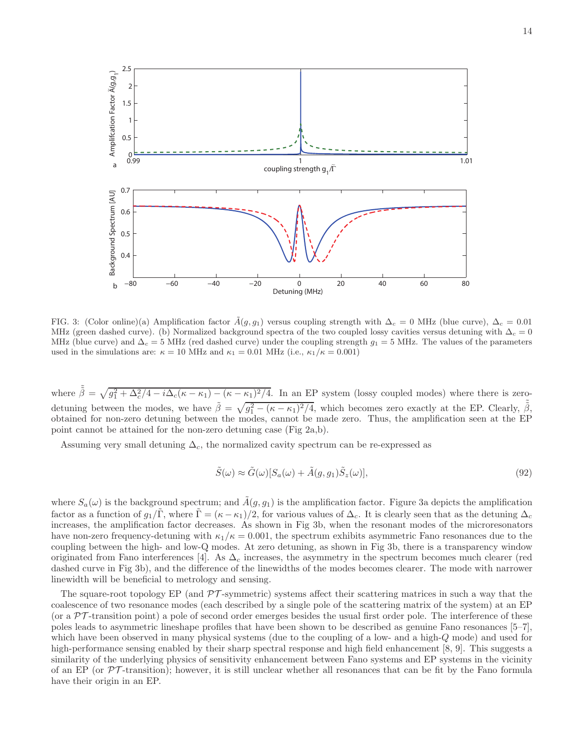FIG. 3: (Color online)(a) Amplification factor $\tilde{A}(g, g_1)$ versus coupling strength with $\Delta_c = 0$ MHz (blue curve), $\Delta_c = 0.01$ MHz (green dashed curve). (b) Normalized background spectra of the two coupled lossy cavities versus detuning with $\Delta_c = 0$ MHz (blue curve) and $\Delta_c = 5$ MHz (red dashed curve) under the coupling strength $g_1 = 5$ MHz. The values of the parameters used in the simulations are: $\kappa = 10$ MHz and $\kappa_1 = 0.01$ MHz (i.e., $\kappa_1/\kappa = 0.001$)

where $\tilde{\tilde{\beta}} = \sqrt{g_1^2 + \Delta_c^2/4 - i\Delta_c(\kappa - \kappa_1) - (\kappa - \kappa_1)^2/4}$. In an EP system (lossy coupled modes) where there is zero-detuning between the modes, we have $\tilde{\beta} = \sqrt{g_1^2 - (\kappa - \kappa_1)^2/4}$, which becomes zero exactly at the EP. Clearly, $\tilde{\tilde{\beta}}$, obtained for non-zero detuning between the modes, cannot be made zero. Thus, the amplification seen at the EP point cannot be attained for the non-zero detuning case (Fig 2a,b).

Assuming very small detuning $\Delta_c$, the normalized cavity spectrum can be re-expressed as

$$\tilde{S}(\omega) \approx \tilde{G}(\omega)[S_a(\omega) + \tilde{A}(g, g_1)\tilde{S}_z(\omega)], \tag{92}$$

where $S_a(\omega)$ is the background spectrum; and $\tilde{A}(g, g_1)$ is the amplification factor. Figure 3a depicts the amplification factor as a function of $g_1/\tilde{\Gamma}$, where $\tilde{\Gamma} = (\kappa - \kappa_1)/2$, for various values of $\Delta_c$. It is clearly seen that as the detuning $\Delta_c$ increases, the amplification factor decreases. As shown in Fig 3b, when the resonant modes of the microresonators have non-zero frequency-detuning with $\kappa_1/\kappa = 0.001$, the spectrum exhibits asymmetric Fano resonances due to the coupling between the high- and low-Q modes. At zero detuning, as shown in Fig 3b, there is a transparency window originated from Fano interferences [4]. As $\Delta_c$ increases, the asymmetry in the spectrum becomes much clearer (red dashed curve in Fig 3b), and the difference of the linewidths of the modes becomes clearer. The mode with narrower linewidth will be beneficial to metrology and sensing.

The square-root topology EP (and $\mathcal{PT}$-symmetric) systems affect their scattering matrices in such a way that the coalescence of two resonance modes (each described by a single pole of the scattering matrix of the system) at an EP (or a $\mathcal{PT}$-transition point) a pole of second order emerges besides the usual first order pole. The interference of these poles leads to asymmetric lineshape profiles that have been shown to be described as genuine Fano resonances [5–7], which have been observed in many physical systems (due to the coupling of a low- and a high-$Q$ mode) and used for high-performance sensing enabled by their sharp spectral response and high field enhancement [8, 9]. This suggests a similarity of the underlying physics of sensitivity enhancement between Fano systems and EP systems in the vicinity of an EP (or $\mathcal{PT}$-transition); however, it is still unclear whether all resonances that can be fit by the Fano formula have their origin in an EP.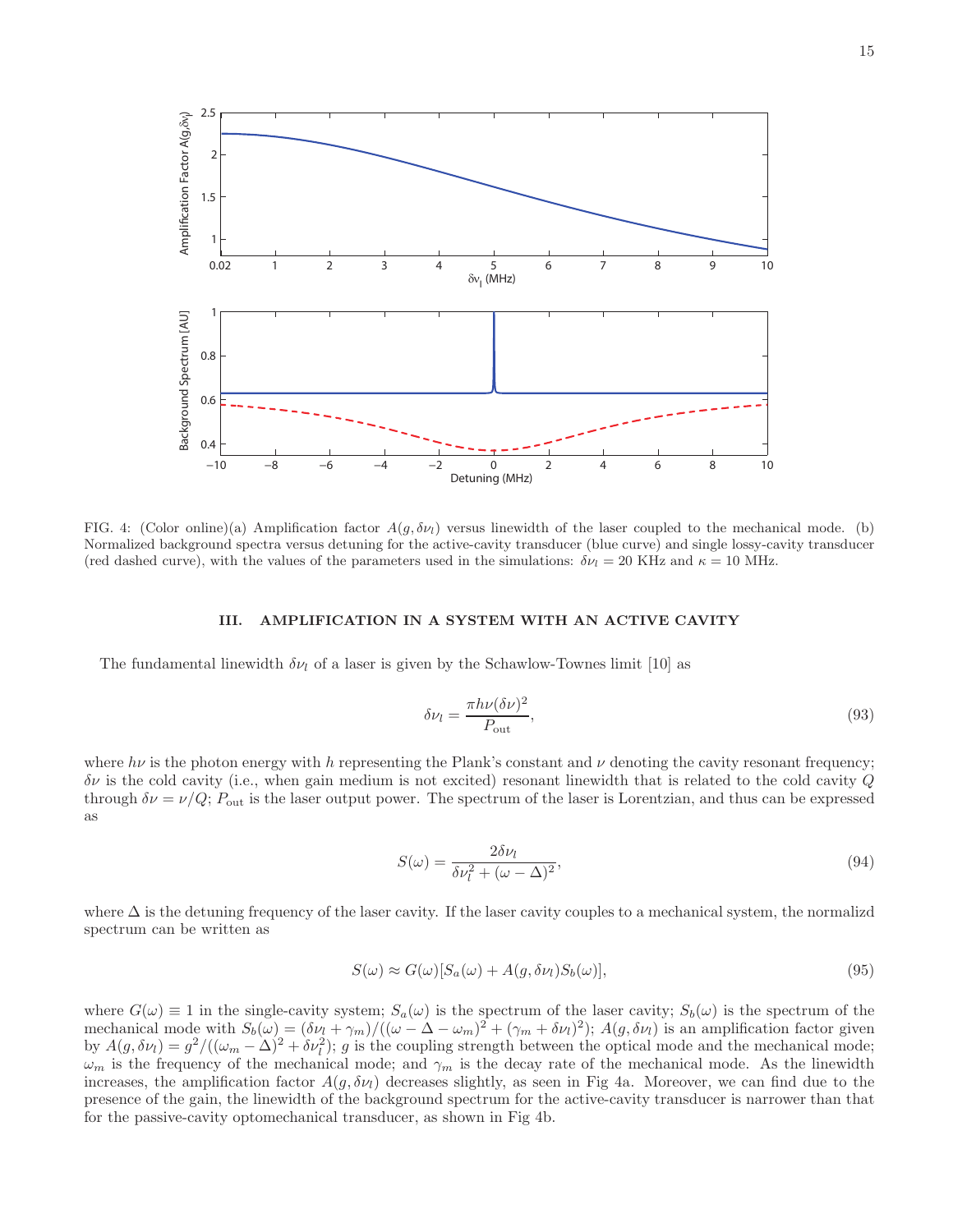FIG. 4: (Color online)(a) Amplification factor $A(g, \delta\nu_l)$ versus linewidth of the laser coupled to the mechanical mode. (b) Normalized background spectra versus detuning for the active-cavity transducer (blue curve) and single lossy-cavity transducer (red dashed curve), with the values of the parameters used in the simulations: $\delta\nu_l = 20$ KHz and $\kappa = 10$ MHz.

## III. AMPLIFICATION IN A SYSTEM WITH AN ACTIVE CAVITY

The fundamental linewidth $\delta\nu_l$ of a laser is given by the Schawlow-Townes limit [10] as

$$\delta\nu_l = \frac{\pi h\nu(\delta\nu)^2}{P_{\text{out}}}, \tag{93}$$

where $h\nu$ is the photon energy with $h$ representing the Plank's constant and $\nu$ denoting the cavity resonant frequency; $\delta\nu$ is the cold cavity (i.e., when gain medium is not excited) resonant linewidth that is related to the cold cavity $Q$ through $\delta\nu = \nu/Q$; $P_{\text{out}}$ is the laser output power. The spectrum of the laser is Lorentzian, and thus can be expressed as

$$S(\omega) = \frac{2\delta\nu_l}{\delta\nu_l^2 + (\omega - \Delta)^2}, \tag{94}$$

where $\Delta$ is the detuning frequency of the laser cavity. If the laser cavity couples to a mechanical system, the normalizd spectrum can be written as

$$S(\omega) \approx G(\omega)[S_a(\omega) + A(g, \delta\nu_l)S_b(\omega)], \tag{95}$$

where $G(\omega) \equiv 1$ in the single-cavity system; $S_a(\omega)$ is the spectrum of the laser cavity; $S_b(\omega)$ is the spectrum of the mechanical mode with $S_b(\omega) = (\delta\nu_l + \gamma_m)/((\omega - \Delta - \omega_m)^2 + (\gamma_m + \delta\nu_l)^2)$; $A(g, \delta\nu_l)$ is an amplification factor given by $A(g, \delta\nu_l) = g^2/((\omega_m - \Delta)^2 + \delta\nu_l^2)$; $g$ is the coupling strength between the optical mode and the mechanical mode; $\omega_m$ is the frequency of the mechanical mode; and $\gamma_m$ is the decay rate of the mechanical mode. As the linewidth increases, the amplification factor $A(g, \delta\nu_l)$ decreases slightly, as seen in Fig 4a. Moreover, we can find due to the presence of the gain, the linewidth of the background spectrum for the active-cavity transducer is narrower than that for the passive-cavity optomechanical transducer, as shown in Fig 4b.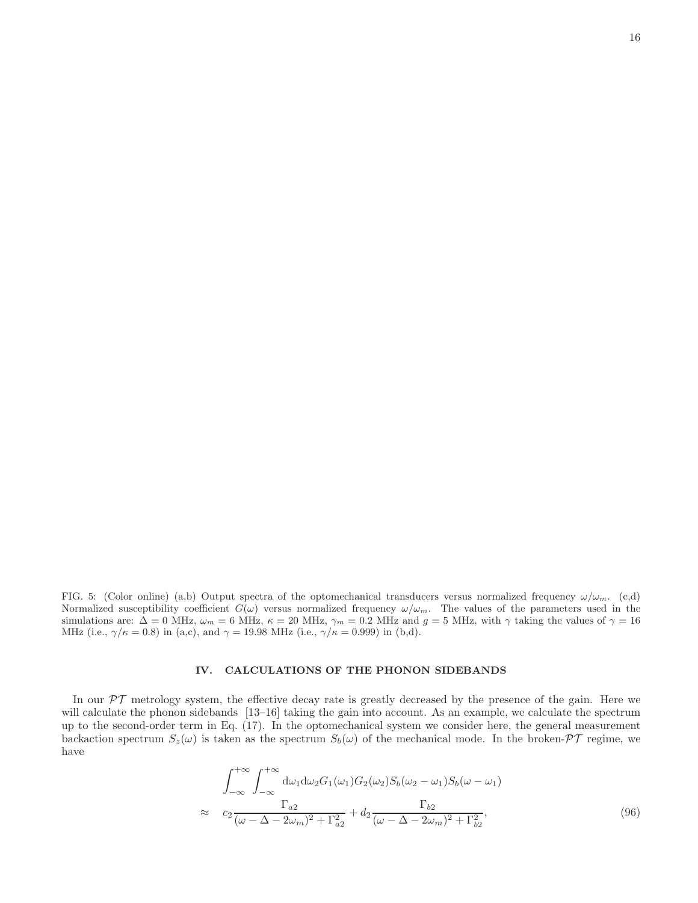FIG. 5: (Color online) (a,b) Output spectra of the optomechanical transducers versus normalized frequency $\omega/\omega_m$. (c,d) Normalized susceptibility coefficient $G(\omega)$ versus normalized frequency $\omega/\omega_m$. The values of the parameters used in the simulations are: $\Delta = 0$ MHz, $\omega_m = 6$ MHz, $\kappa = 20$ MHz, $\gamma_m = 0.2$ MHz and $g = 5$ MHz, with $\gamma$ taking the values of $\gamma = 16$ MHz (i.e., $\gamma/\kappa = 0.8$) in (a,c), and $\gamma = 19.98$ MHz (i.e., $\gamma/\kappa = 0.999$) in (b,d).

## IV. CALCULATIONS OF THE PHONON SIDEBANDS

In our $\mathcal{PT}$ metrology system, the effective decay rate is greatly decreased by the presence of the gain. Here we will calculate the phonon sidebands [13–16] taking the gain into account. As an example, we calculate the spectrum up to the second-order term in Eq. (17). In the optomechanical system we consider here, the general measurement backaction spectrum $S_z(\omega)$ is taken as the spectrum $S_b(\omega)$ of the mechanical mode. In the broken-$\mathcal{PT}$ regime, we have

$$
\begin{aligned}
&\int_{-\infty}^{+\infty}\int_{-\infty}^{+\infty} \mathrm{d}\omega_1 \mathrm{d}\omega_2 G_1(\omega_1) G_2(\omega_2) S_b(\omega_2-\omega_1) S_b(\omega-\omega_1) \\
\approx\quad & c_2 \frac{\Gamma_{a2}}{(\omega-\Delta-2\omega_m)^2+\Gamma_{a2}^2} + d_2 \frac{\Gamma_{b2}}{(\omega-\Delta-2\omega_m)^2+\Gamma_{b2}^2},
\end{aligned}
\tag{96}
$$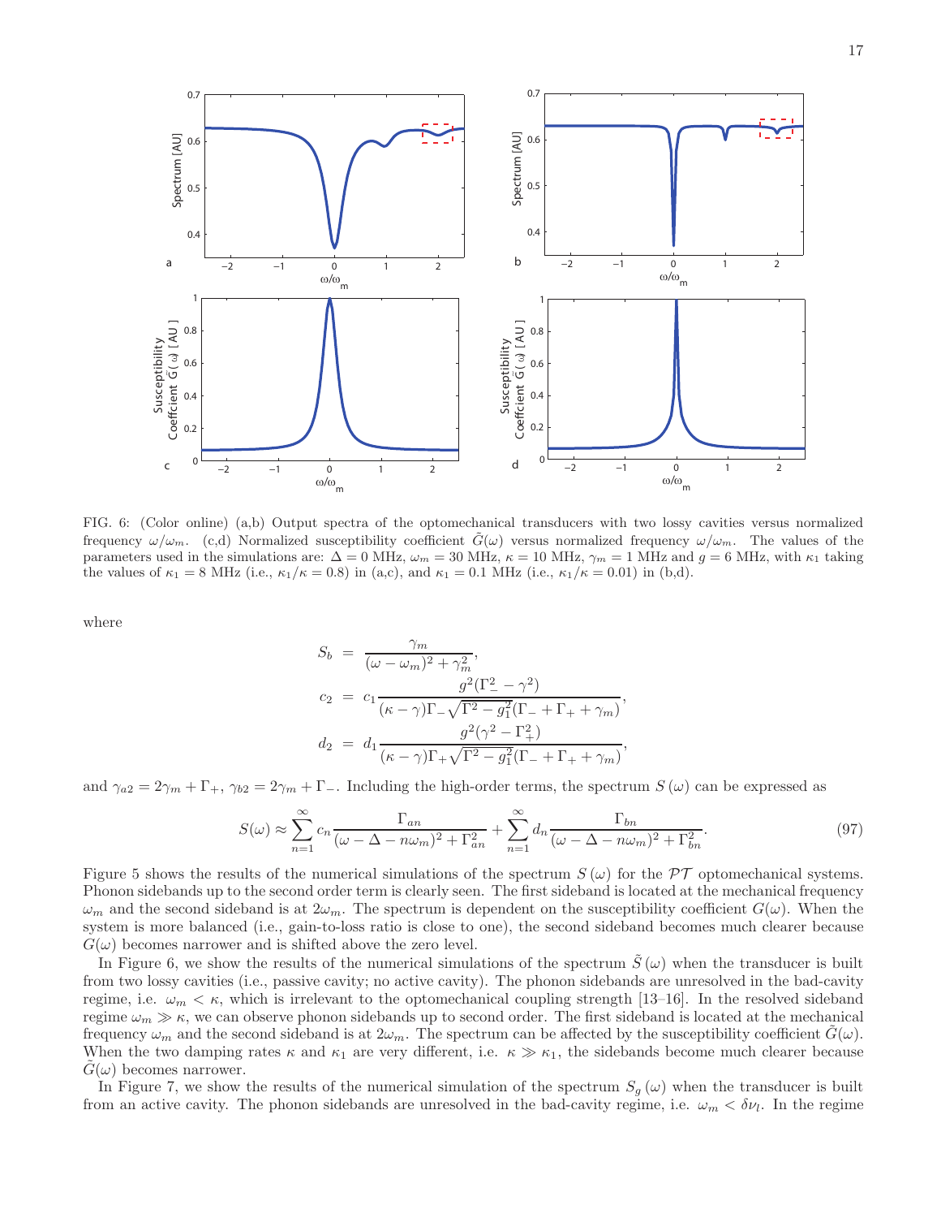FIG. 6: (Color online) (a,b) Output spectra of the optomechanical transducers with two lossy cavities versus normalized frequency $\omega/\omega_m$. (c,d) Normalized susceptibility coefficient $\tilde{G}(\omega)$ versus normalized frequency $\omega/\omega_m$. The values of the parameters used in the simulations are: $\Delta = 0$ MHz, $\omega_m = 30$ MHz, $\kappa = 10$ MHz, $\gamma_m = 1$ MHz and $g = 6$ MHz, with $\kappa_1$ taking the values of $\kappa_1 = 8$ MHz (i.e., $\kappa_1/\kappa = 0.8$) in (a,c), and $\kappa_1 = 0.1$ MHz (i.e., $\kappa_1/\kappa = 0.01$) in (b,d).

where

$$
\begin{aligned}
S_b &= \frac{\gamma_m}{(\omega-\omega_m)^2+\gamma_m^2}, \\
c_2 &= c_1 \frac{g^2(\Gamma_-^2-\gamma^2)}{(\kappa-\gamma)\Gamma_- \sqrt{\Gamma^2-g_1^2}(\Gamma_-+\Gamma_++\gamma_m)}, \\
d_2 &= d_1 \frac{g^2(\gamma^2-\Gamma_+^2)}{(\kappa-\gamma)\Gamma_+ \sqrt{\Gamma^2-g_1^2}(\Gamma_-+\Gamma_++\gamma_m)},
\end{aligned}
$$

and $\gamma_{a2} = 2\gamma_m + \Gamma_+$, $\gamma_{b2} = 2\gamma_m + \Gamma_-$. Including the high-order terms, the spectrum $S(\omega)$ can be expressed as

$$
S(\omega) \approx \sum_{n=1}^{\infty} c_n \frac{\Gamma_{an}}{(\omega-\Delta-n\omega_m)^2+\Gamma_{an}^2} + \sum_{n=1}^{\infty} d_n \frac{\Gamma_{bn}}{(\omega-\Delta-n\omega_m)^2+\Gamma_{bn}^2}. \tag{97}
$$

Figure 5 shows the results of the numerical simulations of the spectrum $S(\omega)$ for the $\mathcal{PT}$ optomechanical systems. Phonon sidebands up to the second order term is clearly seen. The first sideband is located at the mechanical frequency $\omega_m$ and the second sideband is at $2\omega_m$. The spectrum is dependent on the susceptibility coefficient $G(\omega)$. When the system is more balanced (i.e., gain-to-loss ratio is close to one), the second sideband becomes much clearer because $G(\omega)$ becomes narrower and is shifted above the zero level.

In Figure 6, we show the results of the numerical simulations of the spectrum $\tilde{S}(\omega)$ when the transducer is built from two lossy cavities (i.e., passive cavity; no active cavity). The phonon sidebands are unresolved in the bad-cavity regime, i.e. $\omega_m < \kappa$, which is irrelevant to the optomechanical coupling strength [13–16]. In the resolved sideband regime $\omega_m \gg \kappa$, we can observe phonon sidebands up to second order. The first sideband is located at the mechanical frequency $\omega_m$ and the second sideband is at $2\omega_m$. The spectrum can be affected by the susceptibility coefficient $\tilde{G}(\omega)$. When the two damping rates $\kappa$ and $\kappa_1$ are very different, i.e. $\kappa \gg \kappa_1$, the sidebands become much clearer because $\tilde{G}(\omega)$ becomes narrower.

In Figure 7, we show the results of the numerical simulation of the spectrum $S_g(\omega)$ when the transducer is built from an active cavity. The phonon sidebands are unresolved in the bad-cavity regime, i.e. $\omega_m < \delta\nu_l$. In the regime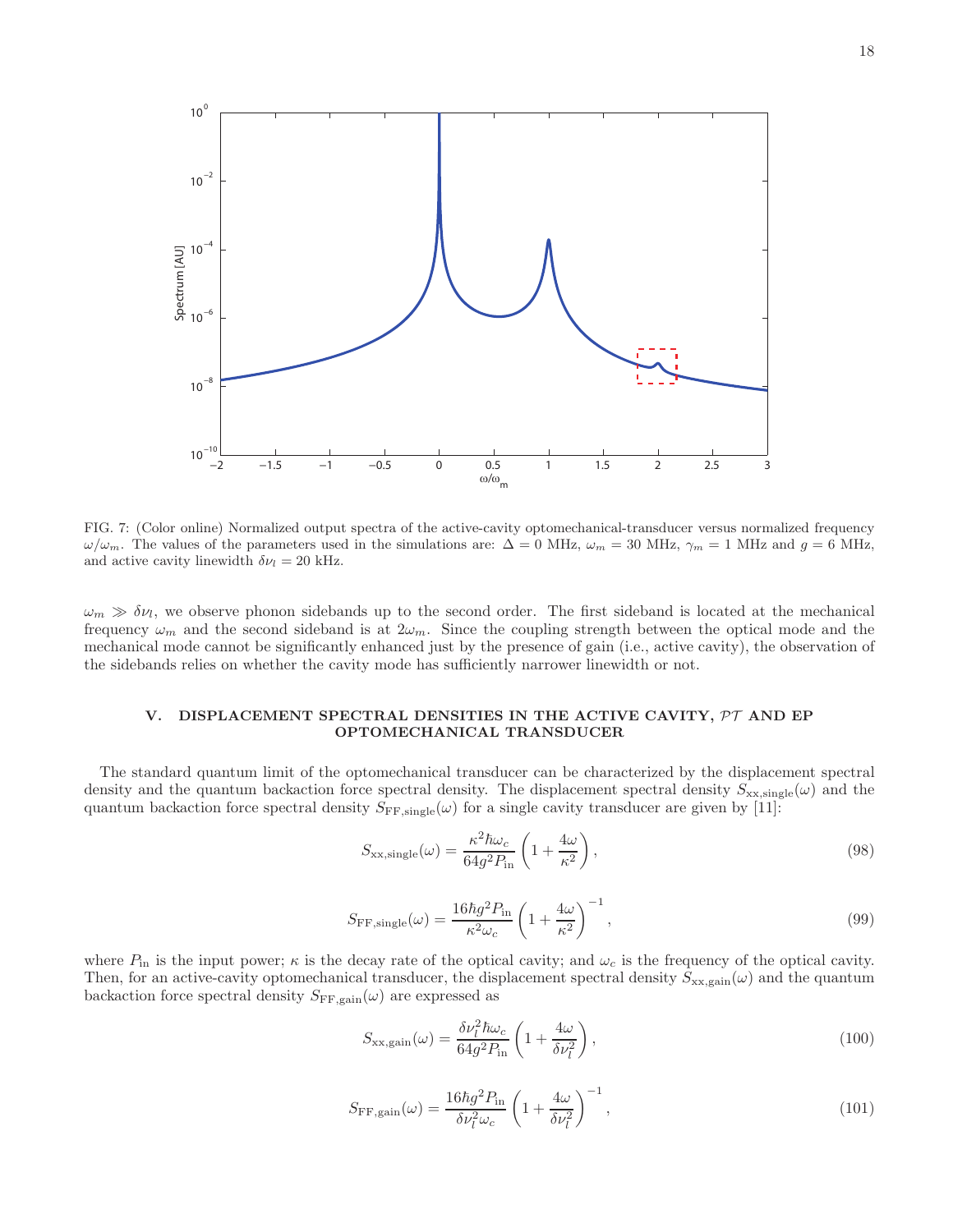FIG. 7: (Color online) Normalized output spectra of the active-cavity optomechanical-transducer versus normalized frequency $\omega/\omega_m$. The values of the parameters used in the simulations are: $\Delta = 0$ MHz, $\omega_m = 30$ MHz, $\gamma_m = 1$ MHz and $g = 6$ MHz, and active cavity linewidth $\delta\nu_l = 20$ kHz.

$\omega_m \gg \delta\nu_l$, we observe phonon sidebands up to the second order. The first sideband is located at the mechanical frequency $\omega_m$ and the second sideband is at $2\omega_m$. Since the coupling strength between the optical mode and the mechanical mode cannot be significantly enhanced just by the presence of gain (i.e., active cavity), the observation of the sidebands relies on whether the cavity mode has sufficiently narrower linewidth or not.

## V. DISPLACEMENT SPECTRAL DENSITIES IN THE ACTIVE CAVITY, $\mathcal{PT}$ AND EP OPTOMECHANICAL TRANSDUCER

The standard quantum limit of the optomechanical transducer can be characterized by the displacement spectral density and the quantum backaction force spectral density. The displacement spectral density $S_{\mathrm{xx,single}}(\omega)$ and the quantum backaction force spectral density $S_{\mathrm{FF,single}}(\omega)$ for a single cavity transducer are given by [11]:

$$S_{\mathrm{xx,single}}(\omega) = \frac{\kappa^2 \hbar \omega_c}{64 g^2 P_{\mathrm{in}}} \left(1 + \frac{4\omega}{\kappa^2}\right), \tag{98}$$

$$S_{\mathrm{FF,single}}(\omega) = \frac{16 \hbar g^2 P_{\mathrm{in}}}{\kappa^2 \omega_c} \left(1 + \frac{4\omega}{\kappa^2}\right)^{-1}, \tag{99}$$

where $P_{\mathrm{in}}$ is the input power; $\kappa$ is the decay rate of the optical cavity; and $\omega_c$ is the frequency of the optical cavity. Then, for an active-cavity optomechanical transducer, the displacement spectral density $S_{\mathrm{xx,gain}}(\omega)$ and the quantum backaction force spectral density $S_{\mathrm{FF,gain}}(\omega)$ are expressed as

$$S_{\mathrm{xx,gain}}(\omega) = \frac{\delta\nu_l^2 \hbar \omega_c}{64 g^2 P_{\mathrm{in}}} \left(1 + \frac{4\omega}{\delta\nu_l^2}\right), \tag{100}$$

$$S_{\mathrm{FF,gain}}(\omega) = \frac{16 \hbar g^2 P_{\mathrm{in}}}{\delta\nu_l^2 \omega_c} \left(1 + \frac{4\omega}{\delta\nu_l^2}\right)^{-1}, \tag{101}$$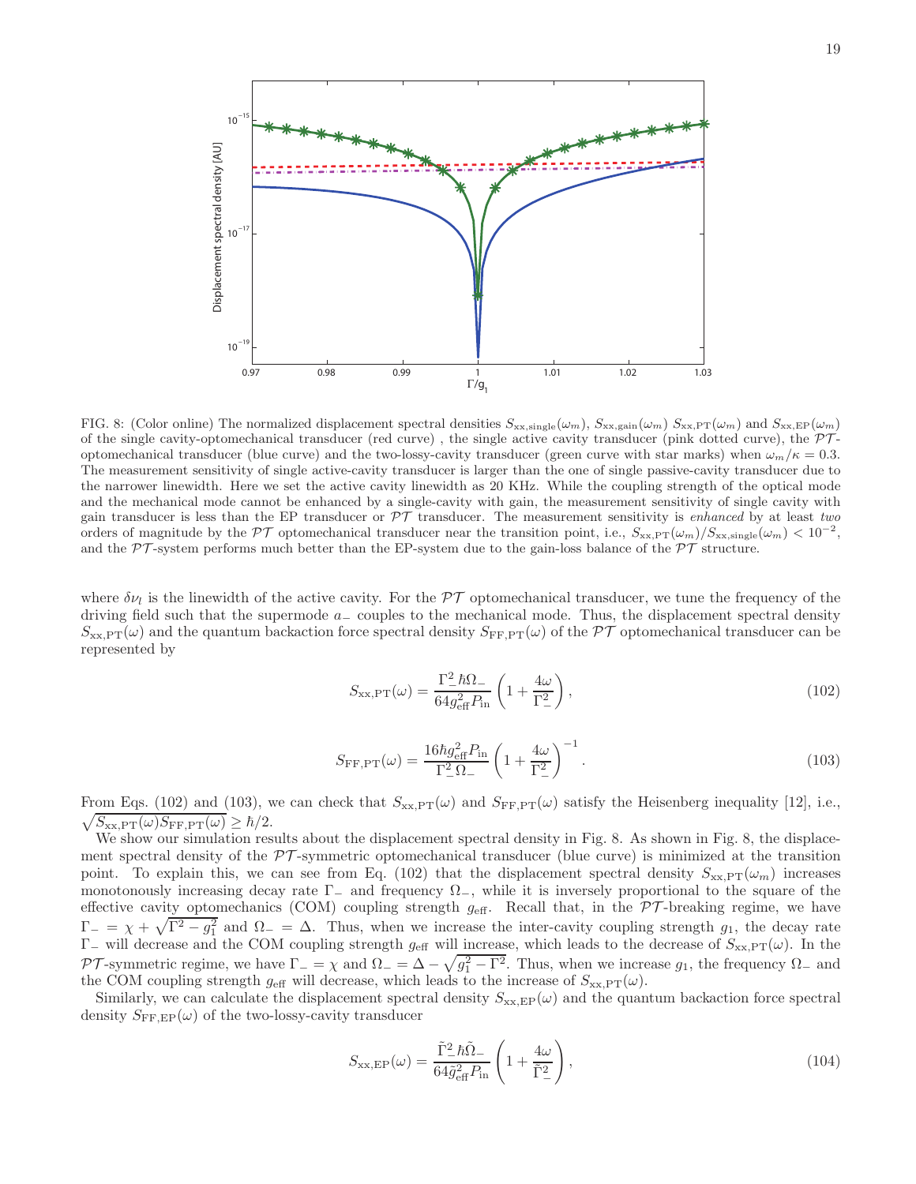FIG. 8: (Color online) The normalized displacement spectral densities $S_{\rm xx,single}(\omega_m)$, $S_{\rm xx,gain}(\omega_m)$ $S_{\rm xx,PT}(\omega_m)$ and $S_{\rm xx,EP}(\omega_m)$ of the single cavity-optomechanical transducer (red curve) , the single active cavity transducer (pink dotted curve), the $\mathcal{PT}$-optomechanical transducer (blue curve) and the two-lossy-cavity transducer (green curve with star marks) when $\omega_m/\kappa = 0.3$. The measurement sensitivity of single active-cavity transducer is larger than the one of single passive-cavity transducer due to the narrower linewidth. Here we set the active cavity linewidth as 20 KHz. While the coupling strength of the optical mode and the mechanical mode cannot be enhanced by a single-cavity with gain, the measurement sensitivity of single cavity with gain transducer is less than the EP transducer or $\mathcal{PT}$ transducer. The measurement sensitivity is *enhanced* by at least *two* orders of magnitude by the $\mathcal{PT}$ optomechanical transducer near the transition point, i.e., $S_{\rm xx,PT}(\omega_m)/S_{\rm xx,single}(\omega_m) < 10^{-2}$, and the $\mathcal{PT}$-system performs much better than the EP-system due to the gain-loss balance of the $\mathcal{PT}$ structure.

where $\delta\nu_l$ is the linewidth of the active cavity. For the $\mathcal{PT}$ optomechanical transducer, we tune the frequency of the driving field such that the supermode $a_-$ couples to the mechanical mode. Thus, the displacement spectral density $S_{\rm xx,PT}(\omega)$ and the quantum backaction force spectral density $S_{\rm FF,PT}(\omega)$ of the $\mathcal{PT}$ optomechanical transducer can be represented by

$$S_{\rm xx,PT}(\omega) = \frac{\Gamma_-^2\hbar\Omega_-}{64 g_{\rm eff}^2 P_{\rm in}}\left(1+\frac{4\omega}{\Gamma_-^2}\right), \tag{102}$$

$$S_{\rm FF,PT}(\omega) = \frac{16\hbar g_{\rm eff}^2 P_{\rm in}}{\Gamma_-^2\Omega_-}\left(1+\frac{4\omega}{\Gamma_-^2}\right)^{-1}. \tag{103}$$

From Eqs. (102) and (103), we can check that $S_{\rm xx,PT}(\omega)$ and $S_{\rm FF,PT}(\omega)$ satisfy the Heisenberg inequality [12], i.e., $\sqrt{S_{\rm xx,PT}(\omega)S_{\rm FF,PT}(\omega)} \geq \hbar/2$.

We show our simulation results about the displacement spectral density in Fig. 8. As shown in Fig. 8, the displacement spectral density of the $\mathcal{PT}$-symmetric optomechanical transducer (blue curve) is minimized at the transition point. To explain this, we can see from Eq. (102) that the displacement spectral density $S_{\rm xx,PT}(\omega_m)$ increases monotonously increasing decay rate $\Gamma_-$ and frequency $\Omega_-$, while it is inversely proportional to the square of the effective cavity optomechanics (COM) coupling strength $g_{\rm eff}$. Recall that, in the $\mathcal{PT}$-breaking regime, we have $\Gamma_- = \chi + \sqrt{\Gamma^2 - g_1^2}$ and $\Omega_- = \Delta$. Thus, when we increase the inter-cavity coupling strength $g_1$, the decay rate $\Gamma_-$ will decrease and the COM coupling strength $g_{\rm eff}$ will increase, which leads to the decrease of $S_{\rm xx,PT}(\omega)$. In the $\mathcal{PT}$-symmetric regime, we have $\Gamma_- = \chi$ and $\Omega_- = \Delta - \sqrt{g_1^2 - \Gamma^2}$. Thus, when we increase $g_1$, the frequency $\Omega_-$ and the COM coupling strength $g_{\rm eff}$ will decrease, which leads to the increase of $S_{\rm xx,PT}(\omega)$.

Similarly, we can calculate the displacement spectral density $S_{\rm xx,EP}(\omega)$ and the quantum backaction force spectral density $S_{\rm FF,EP}(\omega)$ of the two-lossy-cavity transducer

$$S_{\rm xx,EP}(\omega) = \frac{\tilde{\Gamma}_-^2\hbar\tilde{\Omega}_-}{64\tilde{g}_{\rm eff}^2 P_{\rm in}}\left(1+\frac{4\omega}{\tilde{\Gamma}_-^2}\right), \tag{104}$$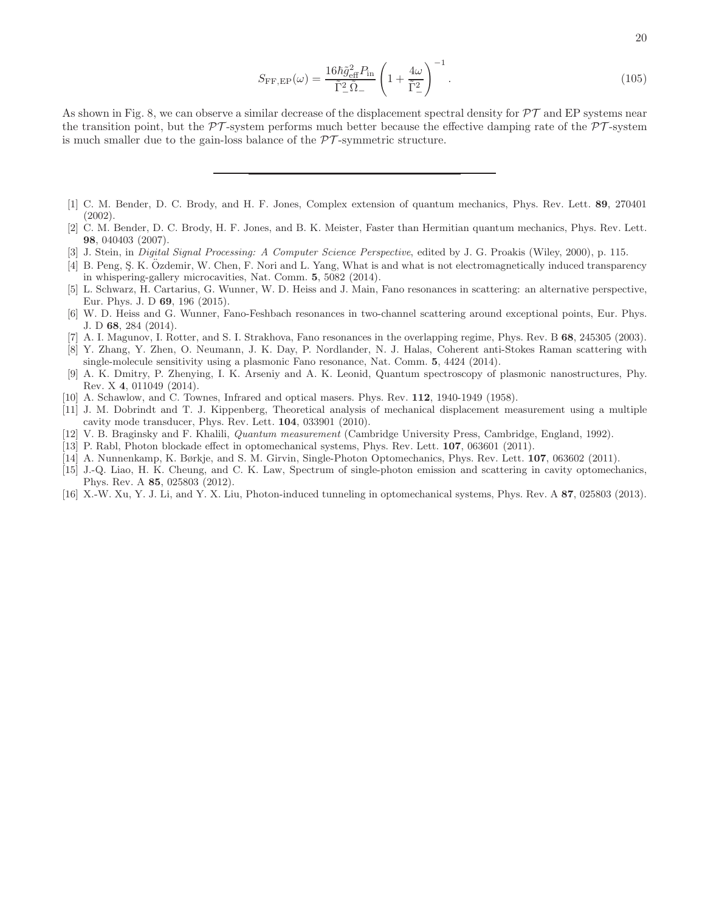$$S_{\mathrm{FF,EP}}(\omega) = \frac{16\hbar\tilde{g}_{\mathrm{eff}}^2 P_{\mathrm{in}}}{\tilde{\Gamma}_-^2\,\tilde{\Omega}_-}\left(1+\frac{4\omega}{\tilde{\Gamma}_-^2}\right)^{-1}. \tag{105}$$

As shown in Fig. 8, we can observe a similar decrease of the displacement spectral density for $\mathcal{PT}$ and EP systems near the transition point, but the $\mathcal{PT}$-system performs much better because the effective damping rate of the $\mathcal{PT}$-system is much smaller due to the gain-loss balance of the $\mathcal{PT}$-symmetric structure.

---

[1] C. M. Bender, D. C. Brody, and H. F. Jones, Complex extension of quantum mechanics, Phys. Rev. Lett. **89**, 270401 (2002).

[2] C. M. Bender, D. C. Brody, H. F. Jones, and B. K. Meister, Faster than Hermitian quantum mechanics, Phys. Rev. Lett. **98**, 040403 (2007).

[3] J. Stein, in *Digital Signal Processing: A Computer Science Perspective*, edited by J. G. Proakis (Wiley, 2000), p. 115.

[4] B. Peng, Ş. K. Özdemir, W. Chen, F. Nori and L. Yang, What is and what is not electromagnetically induced transparency in whispering-gallery microcavities, Nat. Comm. **5**, 5082 (2014).

[5] L. Schwarz, H. Cartarius, G. Wunner, W. D. Heiss and J. Main, Fano resonances in scattering: an alternative perspective, Eur. Phys. J. D **69**, 196 (2015).

[6] W. D. Heiss and G. Wunner, Fano-Feshbach resonances in two-channel scattering around exceptional points, Eur. Phys. J. D **68**, 284 (2014).

[7] A. I. Magunov, I. Rotter, and S. I. Strakhova, Fano resonances in the overlapping regime, Phys. Rev. B **68**, 245305 (2003).

[8] Y. Zhang, Y. Zhen, O. Neumann, J. K. Day, P. Nordlander, N. J. Halas, Coherent anti-Stokes Raman scattering with single-molecule sensitivity using a plasmonic Fano resonance, Nat. Comm. **5**, 4424 (2014).

[9] A. K. Dmitry, P. Zhenying, I. K. Arseniy and A. K. Leonid, Quantum spectroscopy of plasmonic nanostructures, Phy. Rev. X **4**, 011049 (2014).

[10] A. Schawlow, and C. Townes, Infrared and optical masers. Phys. Rev. **112**, 1940-1949 (1958).

[11] J. M. Dobrindt and T. J. Kippenberg, Theoretical analysis of mechanical displacement measurement using a multiple cavity mode transducer, Phys. Rev. Lett. **104**, 033901 (2010).

[12] V. B. Braginsky and F. Khalili, *Quantum measurement* (Cambridge University Press, Cambridge, England, 1992).

[13] P. Rabl, Photon blockade effect in optomechanical systems, Phys. Rev. Lett. **107**, 063601 (2011).

[14] A. Nunnenkamp, K. Børkje, and S. M. Girvin, Single-Photon Optomechanics, Phys. Rev. Lett. **107**, 063602 (2011).

[15] J.-Q. Liao, H. K. Cheung, and C. K. Law, Spectrum of single-photon emission and scattering in cavity optomechanics, Phys. Rev. A **85**, 025803 (2012).

[16] X.-W. Xu, Y. J. Li, and Y. X. Liu, Photon-induced tunneling in optomechanical systems, Phys. Rev. A **87**, 025803 (2013).